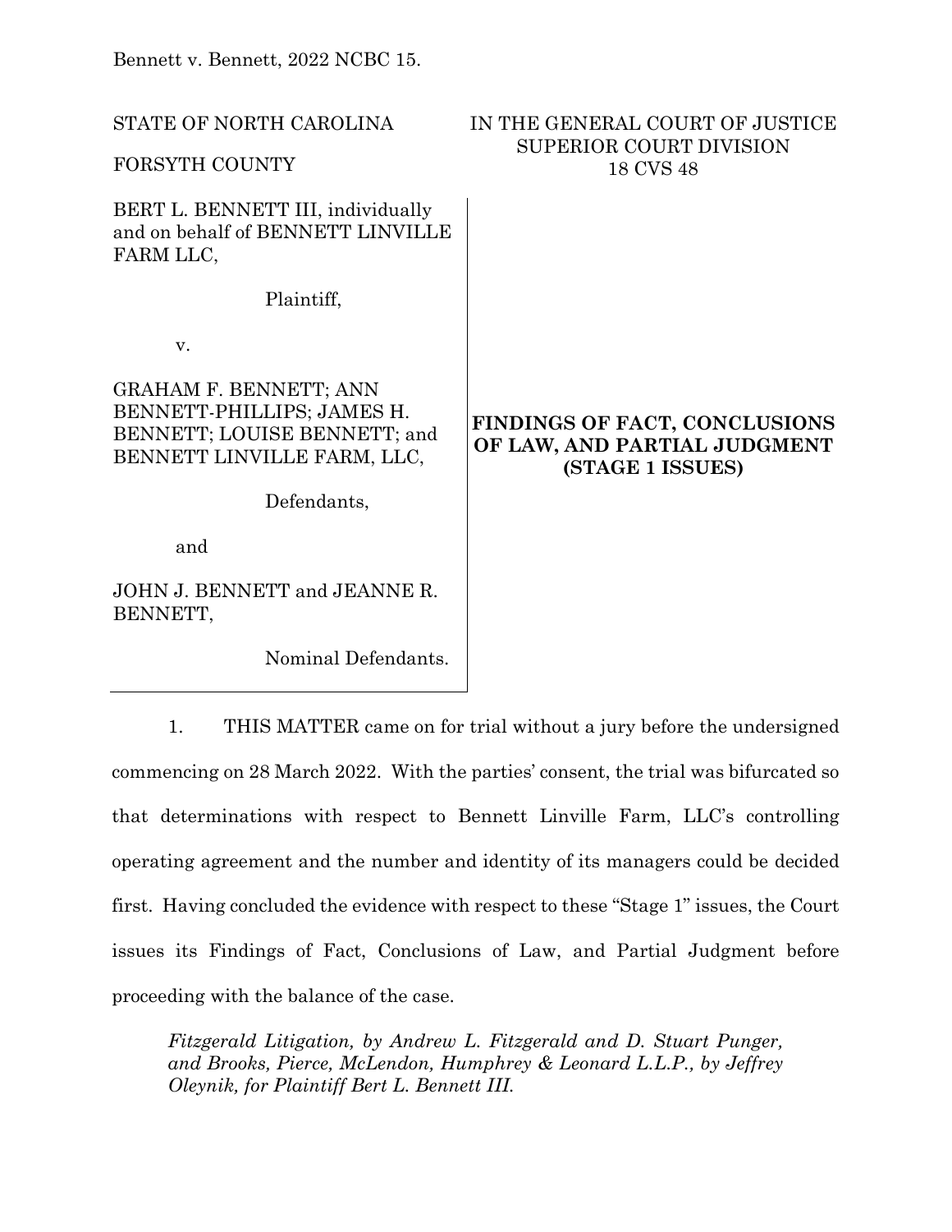Bennett v. Bennett, 2022 NCBC 15.

STATE OF NORTH CAROLINA

FORSYTH COUNTY

IN THE GENERAL COURT OF JUSTICE
SUPERIOR COURT DIVISION
18 CVS 48

BERT L. BENNETT III, individually and on behalf of BENNETT LINVILLE FARM LLC,

Plaintiff,

v.

GRAHAM F. BENNETT; ANN BENNETT-PHILLIPS; JAMES H. BENNETT; LOUISE BENNETT; and BENNETT LINVILLE FARM, LLC,

Defendants,

and

JOHN J. BENNETT and JEANNE R. BENNETT,

Nominal Defendants.

**FINDINGS OF FACT, CONCLUSIONS OF LAW, AND PARTIAL JUDGMENT (STAGE 1 ISSUES)**

1. THIS MATTER came on for trial without a jury before the undersigned commencing on 28 March 2022. With the parties' consent, the trial was bifurcated so that determinations with respect to Bennett Linville Farm, LLC's controlling operating agreement and the number and identity of its managers could be decided first. Having concluded the evidence with respect to these "Stage 1" issues, the Court issues its Findings of Fact, Conclusions of Law, and Partial Judgment before proceeding with the balance of the case.

*Fitzgerald Litigation, by Andrew L. Fitzgerald and D. Stuart Punger, and Brooks, Pierce, McLendon, Humphrey & Leonard L.L.P., by Jeffrey Oleynik, for Plaintiff Bert L. Bennett III.*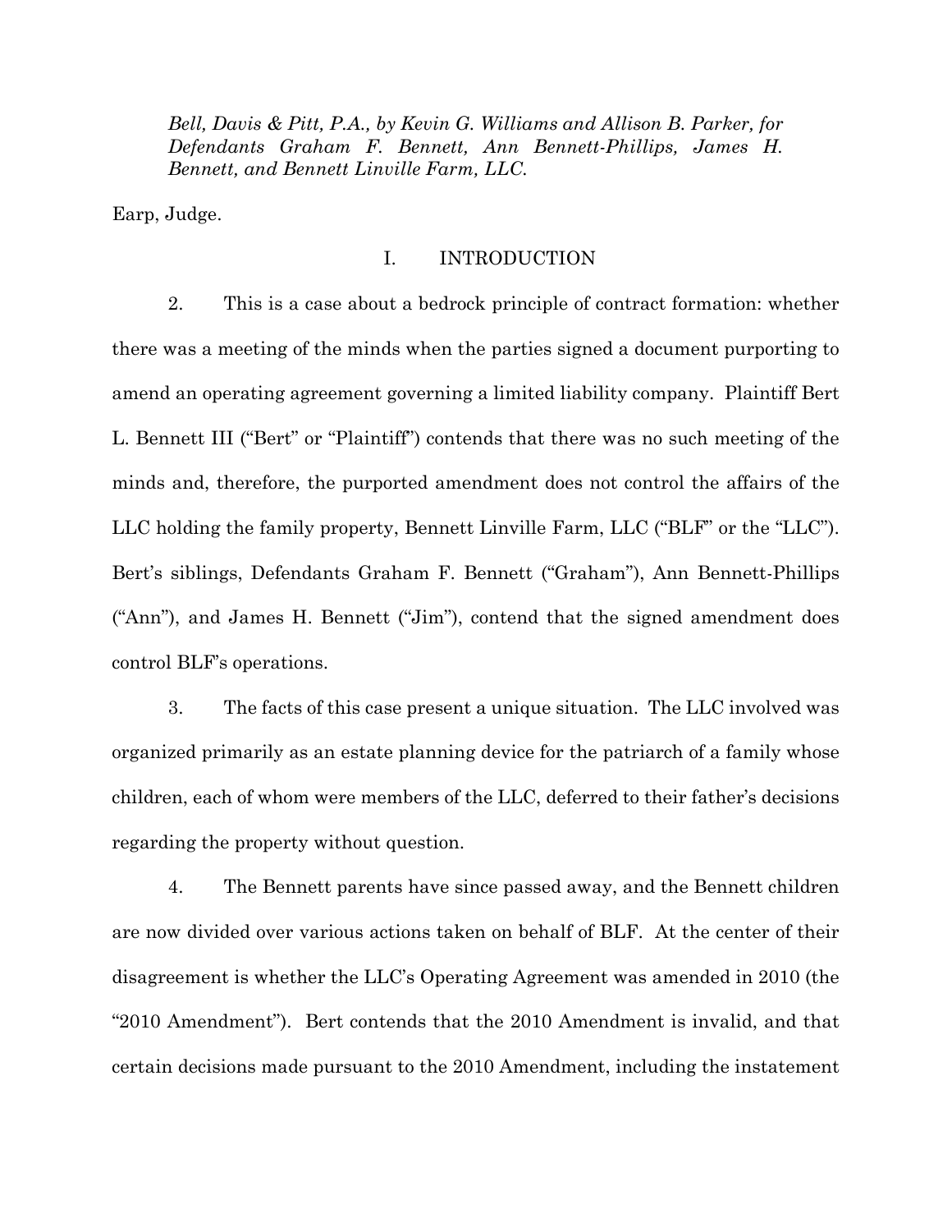*Bell, Davis & Pitt, P.A., by Kevin G. Williams and Allison B. Parker, for Defendants Graham F. Bennett, Ann Bennett-Phillips, James H. Bennett, and Bennett Linville Farm, LLC.*

Earp, Judge.

## I. INTRODUCTION

2. This is a case about a bedrock principle of contract formation: whether there was a meeting of the minds when the parties signed a document purporting to amend an operating agreement governing a limited liability company. Plaintiff Bert L. Bennett III ("Bert" or "Plaintiff") contends that there was no such meeting of the minds and, therefore, the purported amendment does not control the affairs of the LLC holding the family property, Bennett Linville Farm, LLC ("BLF" or the "LLC"). Bert's siblings, Defendants Graham F. Bennett ("Graham"), Ann Bennett-Phillips ("Ann"), and James H. Bennett ("Jim"), contend that the signed amendment does control BLF's operations.

3. The facts of this case present a unique situation. The LLC involved was organized primarily as an estate planning device for the patriarch of a family whose children, each of whom were members of the LLC, deferred to their father's decisions regarding the property without question.

4. The Bennett parents have since passed away, and the Bennett children are now divided over various actions taken on behalf of BLF. At the center of their disagreement is whether the LLC's Operating Agreement was amended in 2010 (the "2010 Amendment"). Bert contends that the 2010 Amendment is invalid, and that certain decisions made pursuant to the 2010 Amendment, including the instatement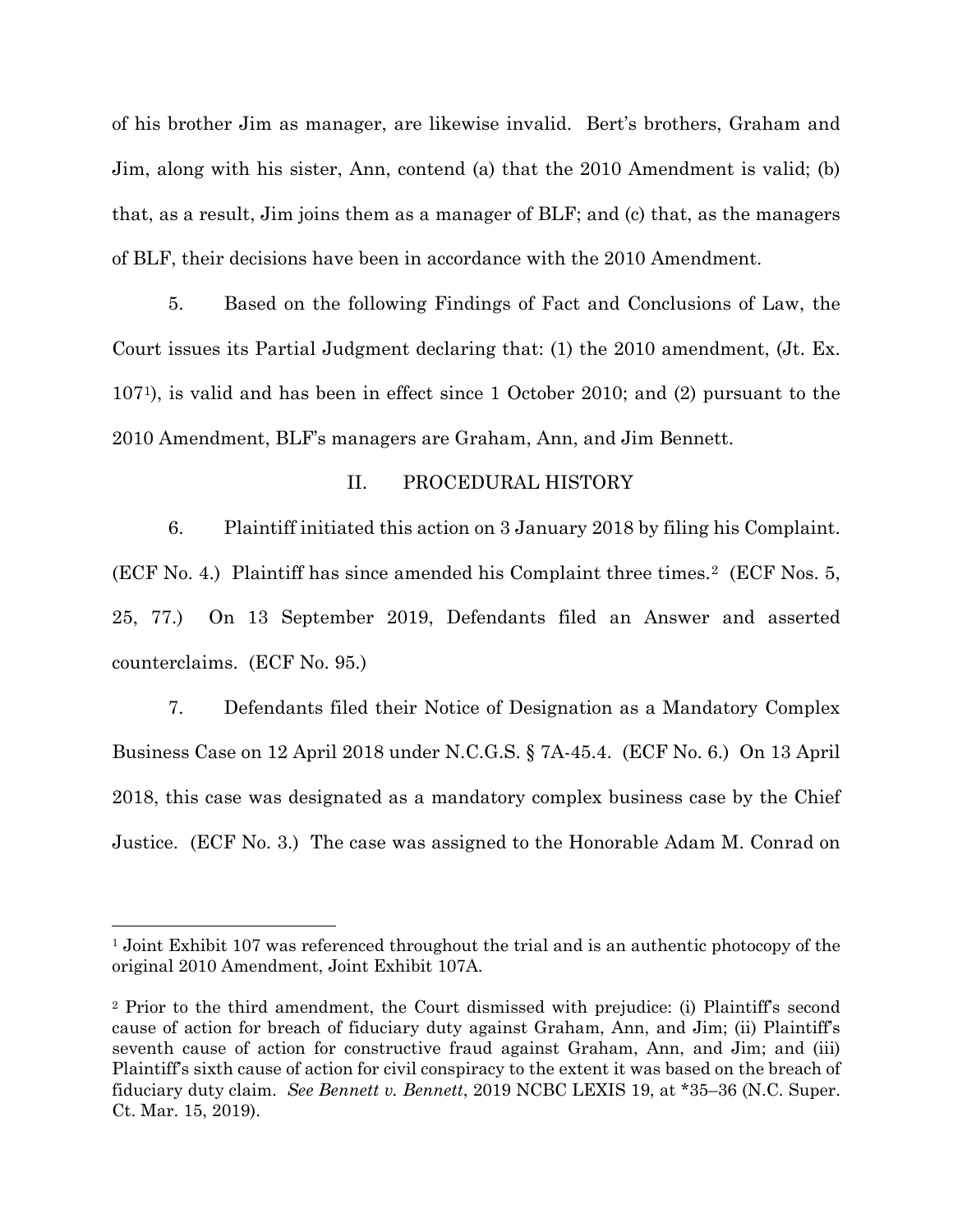of his brother Jim as manager, are likewise invalid. Bert's brothers, Graham and Jim, along with his sister, Ann, contend (a) that the 2010 Amendment is valid; (b) that, as a result, Jim joins them as a manager of BLF; and (c) that, as the managers of BLF, their decisions have been in accordance with the 2010 Amendment.

5. Based on the following Findings of Fact and Conclusions of Law, the Court issues its Partial Judgment declaring that: (1) the 2010 amendment, (Jt. Ex. 107[1]), is valid and has been in effect since 1 October 2010; and (2) pursuant to the 2010 Amendment, BLF's managers are Graham, Ann, and Jim Bennett.

## II. PROCEDURAL HISTORY

6. Plaintiff initiated this action on 3 January 2018 by filing his Complaint. (ECF No. 4.) Plaintiff has since amended his Complaint three times.[2] (ECF Nos. 5, 25, 77.) On 13 September 2019, Defendants filed an Answer and asserted counterclaims. (ECF No. 95.)

7. Defendants filed their Notice of Designation as a Mandatory Complex Business Case on 12 April 2018 under N.C.G.S. § 7A-45.4. (ECF No. 6.) On 13 April 2018, this case was designated as a mandatory complex business case by the Chief Justice. (ECF No. 3.) The case was assigned to the Honorable Adam M. Conrad on

---

[1] Joint Exhibit 107 was referenced throughout the trial and is an authentic photocopy of the original 2010 Amendment, Joint Exhibit 107A.

[2] Prior to the third amendment, the Court dismissed with prejudice: (i) Plaintiff's second cause of action for breach of fiduciary duty against Graham, Ann, and Jim; (ii) Plaintiff's seventh cause of action for constructive fraud against Graham, Ann, and Jim; and (iii) Plaintiff's sixth cause of action for civil conspiracy to the extent it was based on the breach of fiduciary duty claim. *See Bennett v. Bennett*, 2019 NCBC LEXIS 19, at *35–36 (N.C. Super. Ct. Mar. 15, 2019).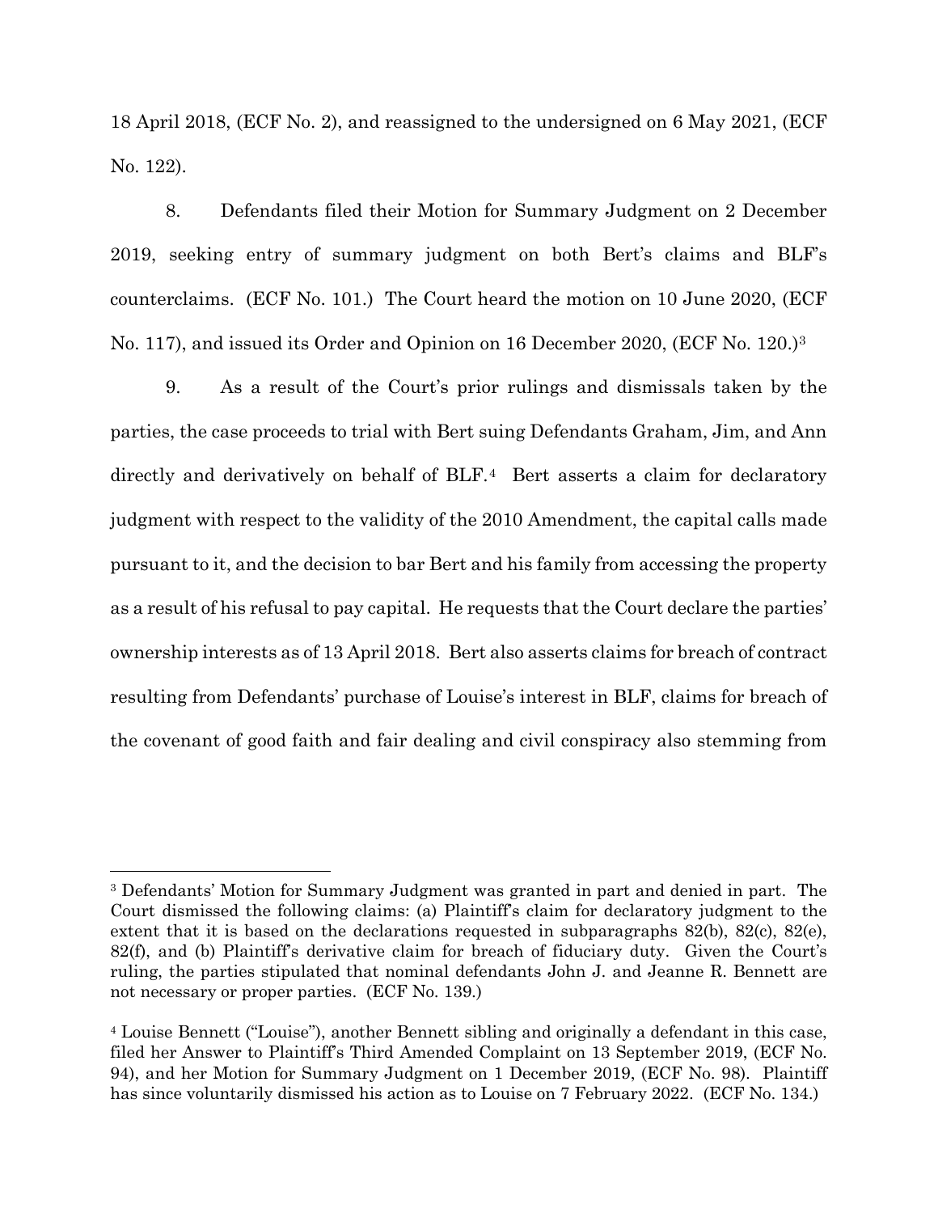18 April 2018, (ECF No. 2), and reassigned to the undersigned on 6 May 2021, (ECF No. 122).

8. Defendants filed their Motion for Summary Judgment on 2 December 2019, seeking entry of summary judgment on both Bert's claims and BLF's counterclaims. (ECF No. 101.) The Court heard the motion on 10 June 2020, (ECF No. 117), and issued its Order and Opinion on 16 December 2020, (ECF No. 120.)[3]

9. As a result of the Court's prior rulings and dismissals taken by the parties, the case proceeds to trial with Bert suing Defendants Graham, Jim, and Ann directly and derivatively on behalf of BLF.[4] Bert asserts a claim for declaratory judgment with respect to the validity of the 2010 Amendment, the capital calls made pursuant to it, and the decision to bar Bert and his family from accessing the property as a result of his refusal to pay capital. He requests that the Court declare the parties' ownership interests as of 13 April 2018. Bert also asserts claims for breach of contract resulting from Defendants' purchase of Louise's interest in BLF, claims for breach of the covenant of good faith and fair dealing and civil conspiracy also stemming from

---

[3] Defendants' Motion for Summary Judgment was granted in part and denied in part. The Court dismissed the following claims: (a) Plaintiff's claim for declaratory judgment to the extent that it is based on the declarations requested in subparagraphs 82(b), 82(c), 82(e), 82(f), and (b) Plaintiff's derivative claim for breach of fiduciary duty. Given the Court's ruling, the parties stipulated that nominal defendants John J. and Jeanne R. Bennett are not necessary or proper parties. (ECF No. 139.)

[4] Louise Bennett ("Louise"), another Bennett sibling and originally a defendant in this case, filed her Answer to Plaintiff's Third Amended Complaint on 13 September 2019, (ECF No. 94), and her Motion for Summary Judgment on 1 December 2019, (ECF No. 98). Plaintiff has since voluntarily dismissed his action as to Louise on 7 February 2022. (ECF No. 134.)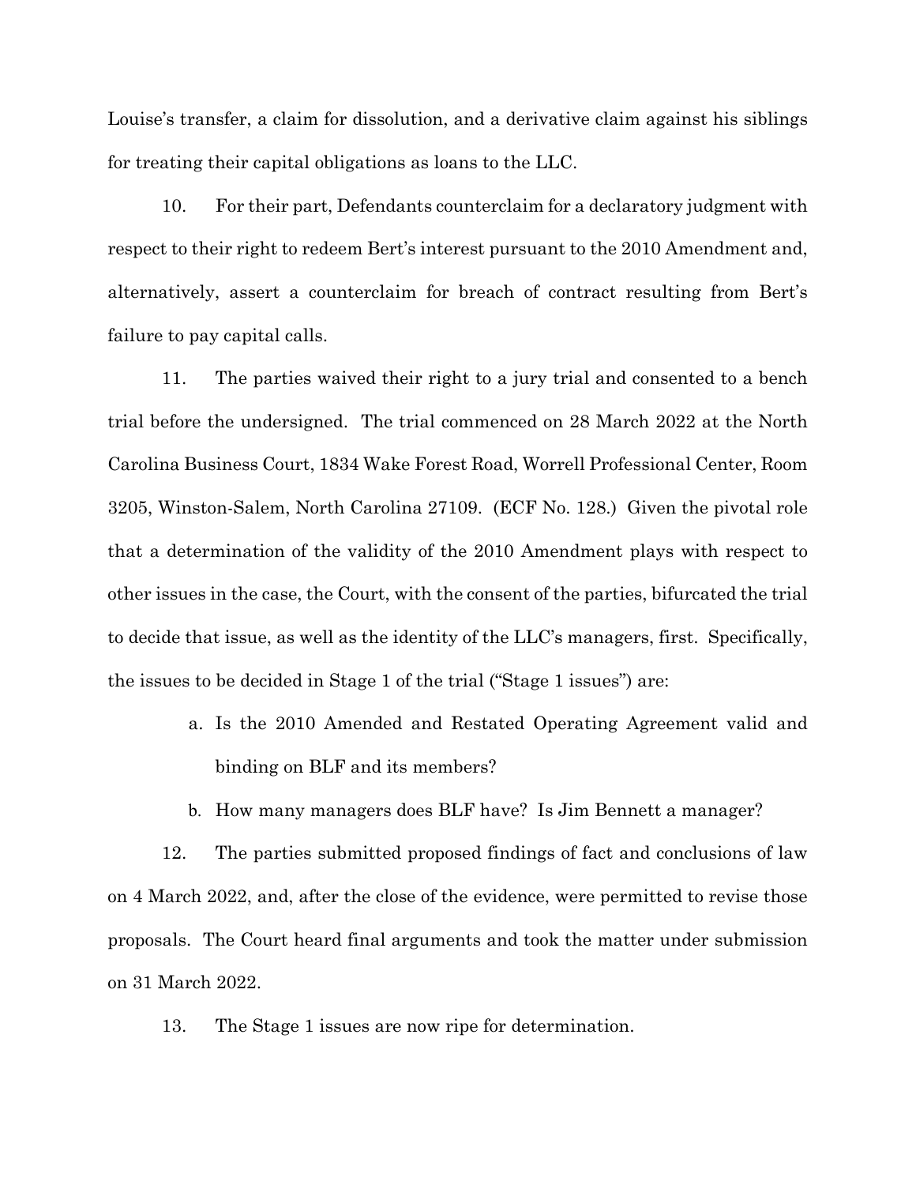Louise's transfer, a claim for dissolution, and a derivative claim against his siblings for treating their capital obligations as loans to the LLC.

10. For their part, Defendants counterclaim for a declaratory judgment with respect to their right to redeem Bert's interest pursuant to the 2010 Amendment and, alternatively, assert a counterclaim for breach of contract resulting from Bert's failure to pay capital calls.

11. The parties waived their right to a jury trial and consented to a bench trial before the undersigned. The trial commenced on 28 March 2022 at the North Carolina Business Court, 1834 Wake Forest Road, Worrell Professional Center, Room 3205, Winston-Salem, North Carolina 27109. (ECF No. 128.) Given the pivotal role that a determination of the validity of the 2010 Amendment plays with respect to other issues in the case, the Court, with the consent of the parties, bifurcated the trial to decide that issue, as well as the identity of the LLC's managers, first. Specifically, the issues to be decided in Stage 1 of the trial ("Stage 1 issues") are:

a. Is the 2010 Amended and Restated Operating Agreement valid and binding on BLF and its members?

b. How many managers does BLF have? Is Jim Bennett a manager?

12. The parties submitted proposed findings of fact and conclusions of law on 4 March 2022, and, after the close of the evidence, were permitted to revise those proposals. The Court heard final arguments and took the matter under submission on 31 March 2022.

13. The Stage 1 issues are now ripe for determination.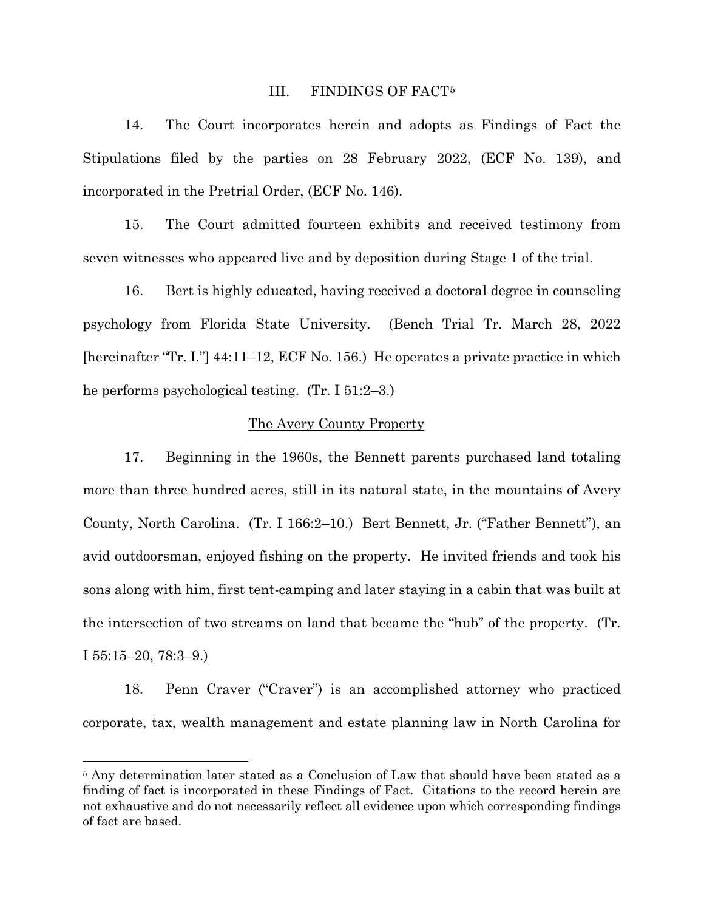## III. FINDINGS OF FACT[5]

14. The Court incorporates herein and adopts as Findings of Fact the Stipulations filed by the parties on 28 February 2022, (ECF No. 139), and incorporated in the Pretrial Order, (ECF No. 146).

15. The Court admitted fourteen exhibits and received testimony from seven witnesses who appeared live and by deposition during Stage 1 of the trial.

16. Bert is highly educated, having received a doctoral degree in counseling psychology from Florida State University. (Bench Trial Tr. March 28, 2022 [hereinafter "Tr. I."] 44:11–12, ECF No. 156.) He operates a private practice in which he performs psychological testing. (Tr. I 51:2–3.)

<u>The Avery County Property</u>

17. Beginning in the 1960s, the Bennett parents purchased land totaling more than three hundred acres, still in its natural state, in the mountains of Avery County, North Carolina. (Tr. I 166:2–10.) Bert Bennett, Jr. ("Father Bennett"), an avid outdoorsman, enjoyed fishing on the property. He invited friends and took his sons along with him, first tent-camping and later staying in a cabin that was built at the intersection of two streams on land that became the "hub" of the property. (Tr. I 55:15–20, 78:3–9.)

18. Penn Craver ("Craver") is an accomplished attorney who practiced corporate, tax, wealth management and estate planning law in North Carolina for

[5] Any determination later stated as a Conclusion of Law that should have been stated as a finding of fact is incorporated in these Findings of Fact. Citations to the record herein are not exhaustive and do not necessarily reflect all evidence upon which corresponding findings of fact are based.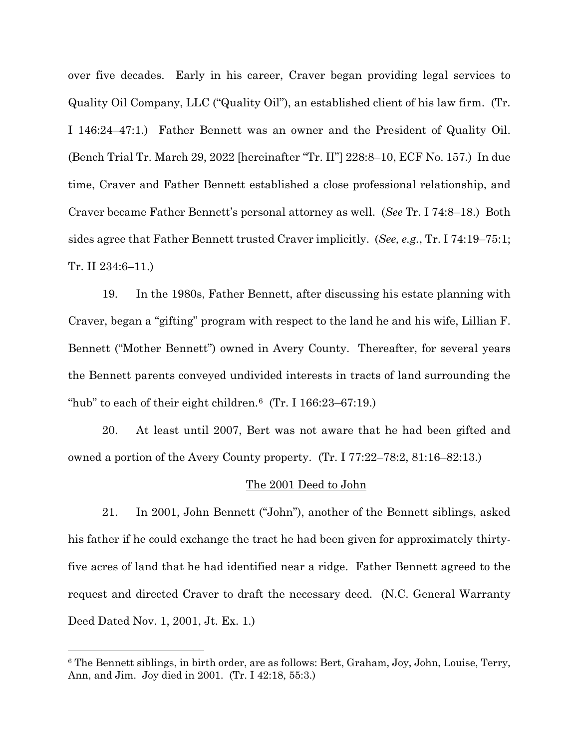over five decades. Early in his career, Craver began providing legal services to Quality Oil Company, LLC ("Quality Oil"), an established client of his law firm. (Tr. I 146:24–47:1.) Father Bennett was an owner and the President of Quality Oil. (Bench Trial Tr. March 29, 2022 [hereinafter "Tr. II"] 228:8–10, ECF No. 157.) In due time, Craver and Father Bennett established a close professional relationship, and Craver became Father Bennett's personal attorney as well. (*See* Tr. I 74:8–18.) Both sides agree that Father Bennett trusted Craver implicitly. (*See, e.g.*, Tr. I 74:19–75:1; Tr. II 234:6–11.)

19. In the 1980s, Father Bennett, after discussing his estate planning with Craver, began a "gifting" program with respect to the land he and his wife, Lillian F. Bennett ("Mother Bennett") owned in Avery County. Thereafter, for several years the Bennett parents conveyed undivided interests in tracts of land surrounding the "hub" to each of their eight children.[6] (Tr. I 166:23–67:19.)

20. At least until 2007, Bert was not aware that he had been gifted and owned a portion of the Avery County property. (Tr. I 77:22–78:2, 81:16–82:13.)

<u>The 2001 Deed to John</u>

21. In 2001, John Bennett ("John"), another of the Bennett siblings, asked his father if he could exchange the tract he had been given for approximately thirty-five acres of land that he had identified near a ridge. Father Bennett agreed to the request and directed Craver to draft the necessary deed. (N.C. General Warranty Deed Dated Nov. 1, 2001, Jt. Ex. 1.)

---

[6] The Bennett siblings, in birth order, are as follows: Bert, Graham, Joy, John, Louise, Terry, Ann, and Jim. Joy died in 2001. (Tr. I 42:18, 55:3.)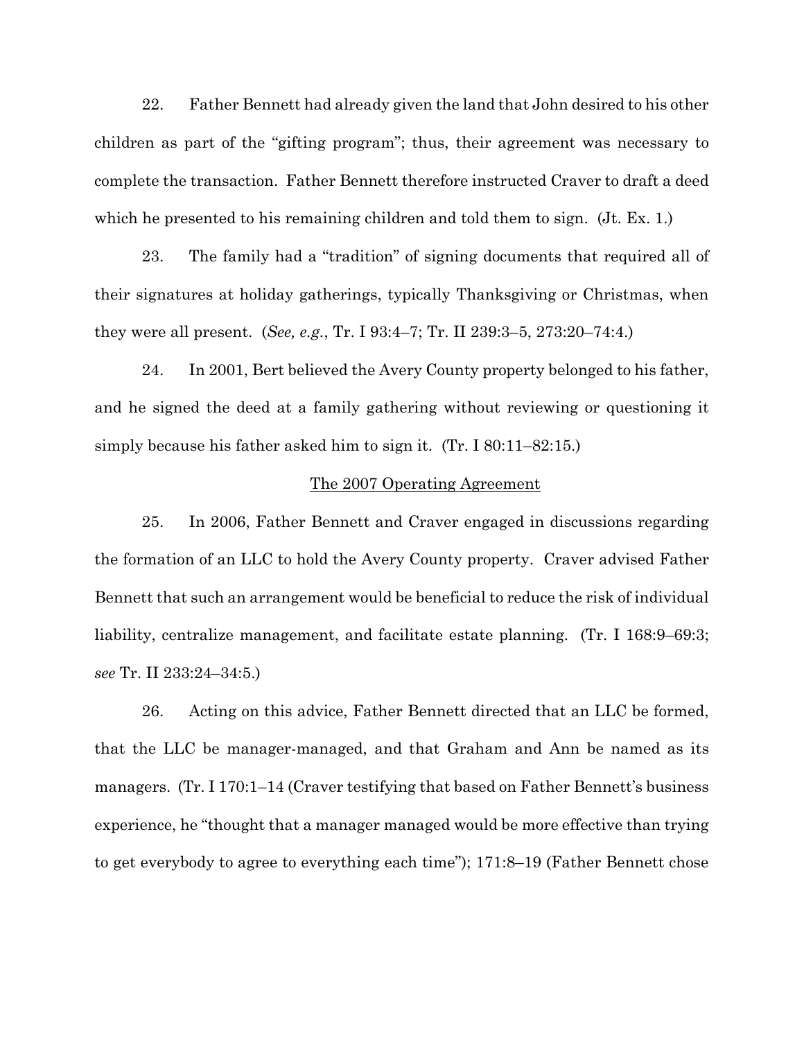22. Father Bennett had already given the land that John desired to his other children as part of the "gifting program"; thus, their agreement was necessary to complete the transaction. Father Bennett therefore instructed Craver to draft a deed which he presented to his remaining children and told them to sign. (Jt. Ex. 1.)

23. The family had a "tradition" of signing documents that required all of their signatures at holiday gatherings, typically Thanksgiving or Christmas, when they were all present. (*See, e.g.*, Tr. I 93:4–7; Tr. II 239:3–5, 273:20–74:4.)

24. In 2001, Bert believed the Avery County property belonged to his father, and he signed the deed at a family gathering without reviewing or questioning it simply because his father asked him to sign it. (Tr. I 80:11–82:15.)

<u>The 2007 Operating Agreement</u>

25. In 2006, Father Bennett and Craver engaged in discussions regarding the formation of an LLC to hold the Avery County property. Craver advised Father Bennett that such an arrangement would be beneficial to reduce the risk of individual liability, centralize management, and facilitate estate planning. (Tr. I 168:9–69:3; *see* Tr. II 233:24–34:5.)

26. Acting on this advice, Father Bennett directed that an LLC be formed, that the LLC be manager-managed, and that Graham and Ann be named as its managers. (Tr. I 170:1–14 (Craver testifying that based on Father Bennett's business experience, he "thought that a manager managed would be more effective than trying to get everybody to agree to everything each time"); 171:8–19 (Father Bennett chose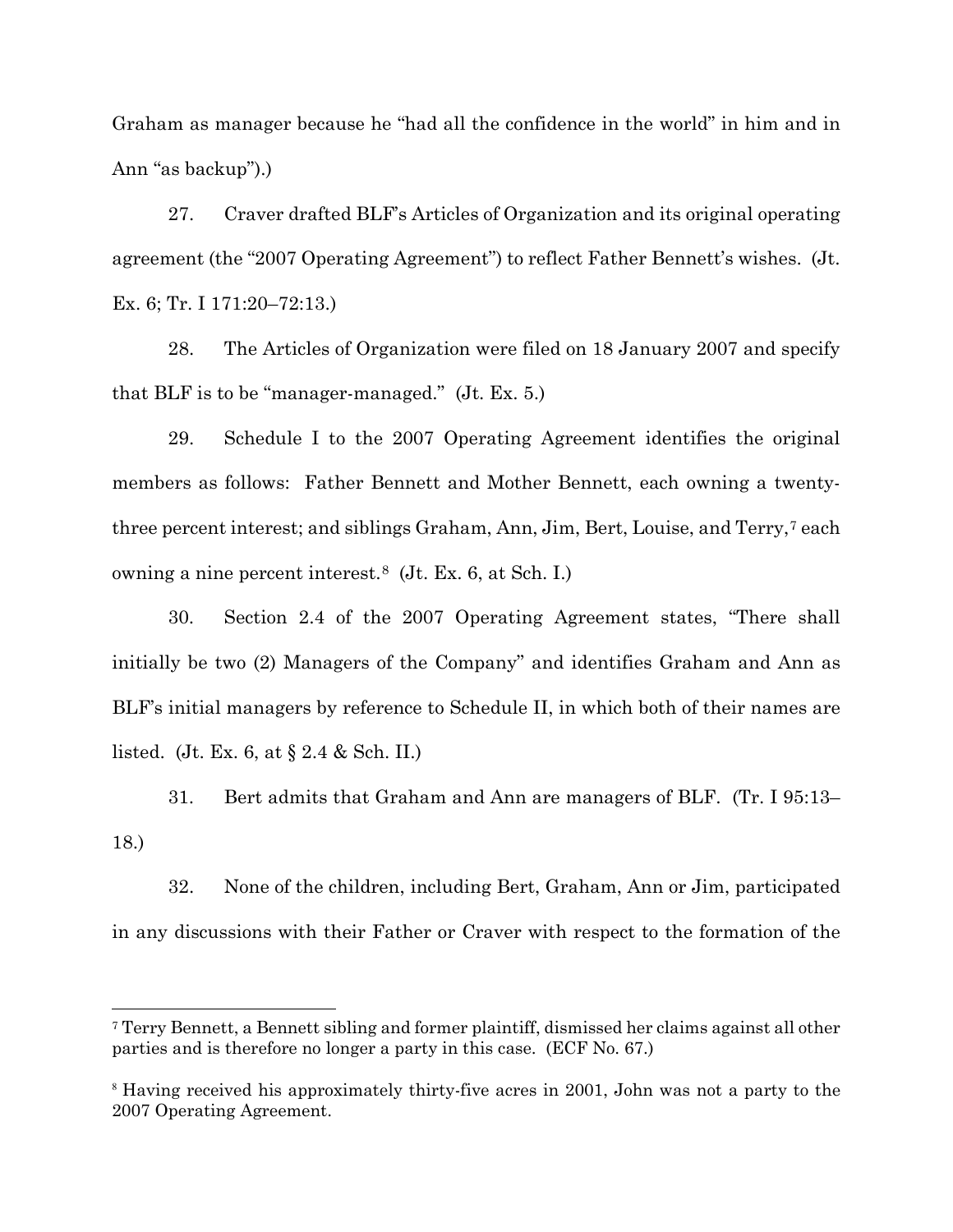Graham as manager because he "had all the confidence in the world" in him and in Ann "as backup").)

27. Craver drafted BLF's Articles of Organization and its original operating agreement (the "2007 Operating Agreement") to reflect Father Bennett's wishes. (Jt. Ex. 6; Tr. I 171:20–72:13.)

28. The Articles of Organization were filed on 18 January 2007 and specify that BLF is to be "manager-managed." (Jt. Ex. 5.)

29. Schedule I to the 2007 Operating Agreement identifies the original members as follows: Father Bennett and Mother Bennett, each owning a twenty-three percent interest; and siblings Graham, Ann, Jim, Bert, Louise, and Terry,[7] each owning a nine percent interest.[8] (Jt. Ex. 6, at Sch. I.)

30. Section 2.4 of the 2007 Operating Agreement states, "There shall initially be two (2) Managers of the Company" and identifies Graham and Ann as BLF's initial managers by reference to Schedule II, in which both of their names are listed. (Jt. Ex. 6, at § 2.4 & Sch. II.)

31. Bert admits that Graham and Ann are managers of BLF. (Tr. I 95:13–18.)

32. None of the children, including Bert, Graham, Ann or Jim, participated in any discussions with their Father or Craver with respect to the formation of the

---

[7] Terry Bennett, a Bennett sibling and former plaintiff, dismissed her claims against all other parties and is therefore no longer a party in this case. (ECF No. 67.)

[8] Having received his approximately thirty-five acres in 2001, John was not a party to the 2007 Operating Agreement.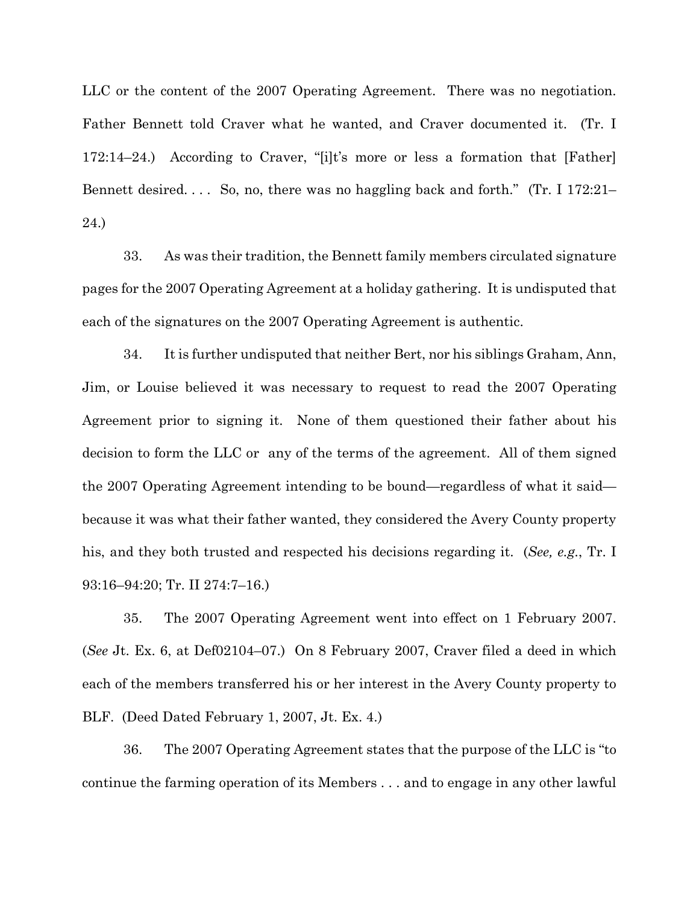LLC or the content of the 2007 Operating Agreement. There was no negotiation. Father Bennett told Craver what he wanted, and Craver documented it. (Tr. I 172:14–24.) According to Craver, "[i]t's more or less a formation that [Father] Bennett desired. . . . So, no, there was no haggling back and forth." (Tr. I 172:21–24.)

33. As was their tradition, the Bennett family members circulated signature pages for the 2007 Operating Agreement at a holiday gathering. It is undisputed that each of the signatures on the 2007 Operating Agreement is authentic.

34. It is further undisputed that neither Bert, nor his siblings Graham, Ann, Jim, or Louise believed it was necessary to request to read the 2007 Operating Agreement prior to signing it. None of them questioned their father about his decision to form the LLC or any of the terms of the agreement. All of them signed the 2007 Operating Agreement intending to be bound—regardless of what it said—because it was what their father wanted, they considered the Avery County property his, and they both trusted and respected his decisions regarding it. (*See, e.g.*, Tr. I 93:16–94:20; Tr. II 274:7–16.)

35. The 2007 Operating Agreement went into effect on 1 February 2007. (*See* Jt. Ex. 6, at Def02104–07.) On 8 February 2007, Craver filed a deed in which each of the members transferred his or her interest in the Avery County property to BLF. (Deed Dated February 1, 2007, Jt. Ex. 4.)

36. The 2007 Operating Agreement states that the purpose of the LLC is "to continue the farming operation of its Members . . . and to engage in any other lawful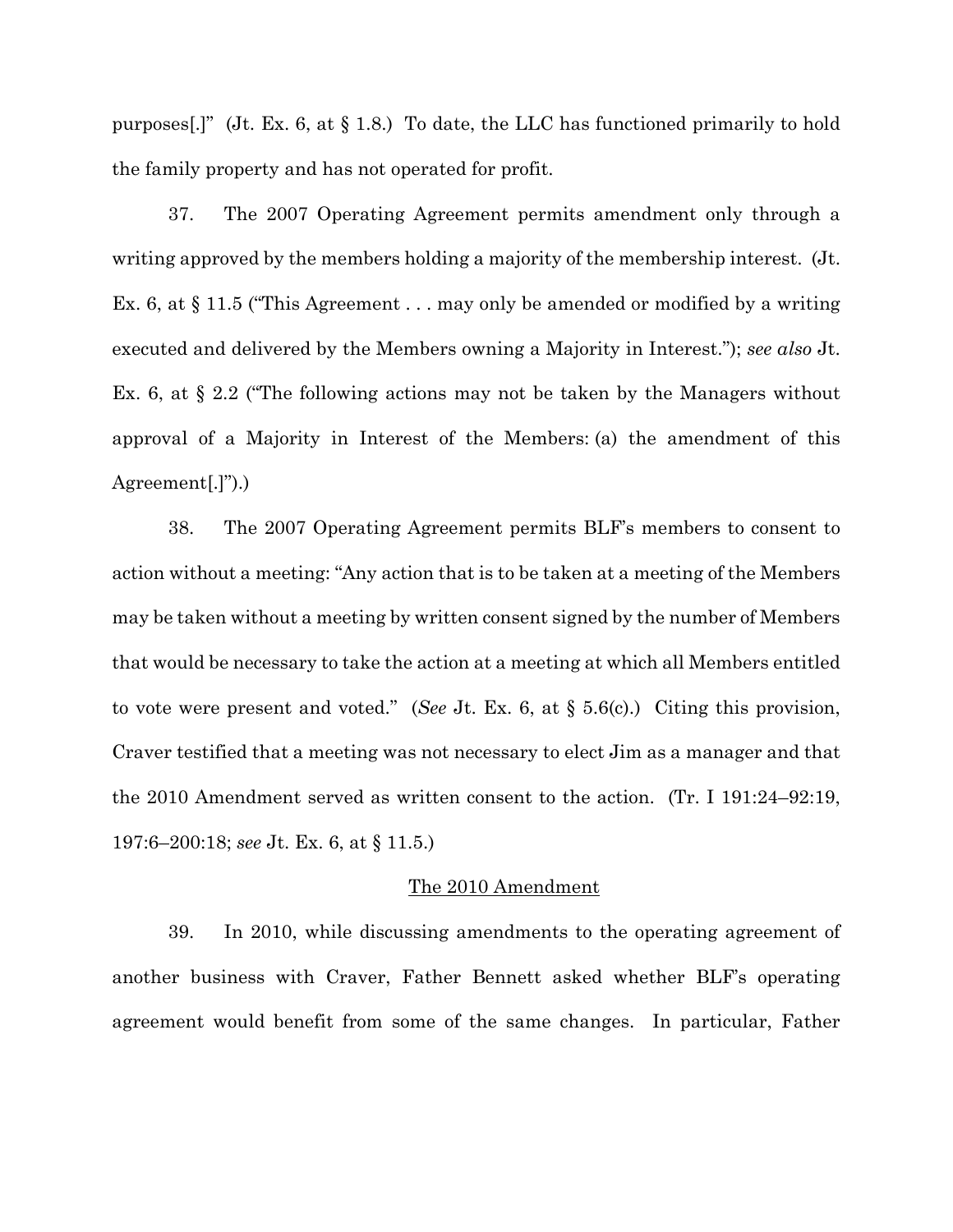purposes[.]" (Jt. Ex. 6, at § 1.8.) To date, the LLC has functioned primarily to hold the family property and has not operated for profit.

37. The 2007 Operating Agreement permits amendment only through a writing approved by the members holding a majority of the membership interest. (Jt. Ex. 6, at § 11.5 ("This Agreement . . . may only be amended or modified by a writing executed and delivered by the Members owning a Majority in Interest."); *see also* Jt. Ex. 6, at § 2.2 ("The following actions may not be taken by the Managers without approval of a Majority in Interest of the Members: (a) the amendment of this Agreement[.]").)

38. The 2007 Operating Agreement permits BLF's members to consent to action without a meeting: "Any action that is to be taken at a meeting of the Members may be taken without a meeting by written consent signed by the number of Members that would be necessary to take the action at a meeting at which all Members entitled to vote were present and voted." (*See* Jt. Ex. 6, at § 5.6(c).) Citing this provision, Craver testified that a meeting was not necessary to elect Jim as a manager and that the 2010 Amendment served as written consent to the action. (Tr. I 191:24–92:19, 197:6–200:18; *see* Jt. Ex. 6, at § 11.5.)

## The 2010 Amendment

39. In 2010, while discussing amendments to the operating agreement of another business with Craver, Father Bennett asked whether BLF's operating agreement would benefit from some of the same changes. In particular, Father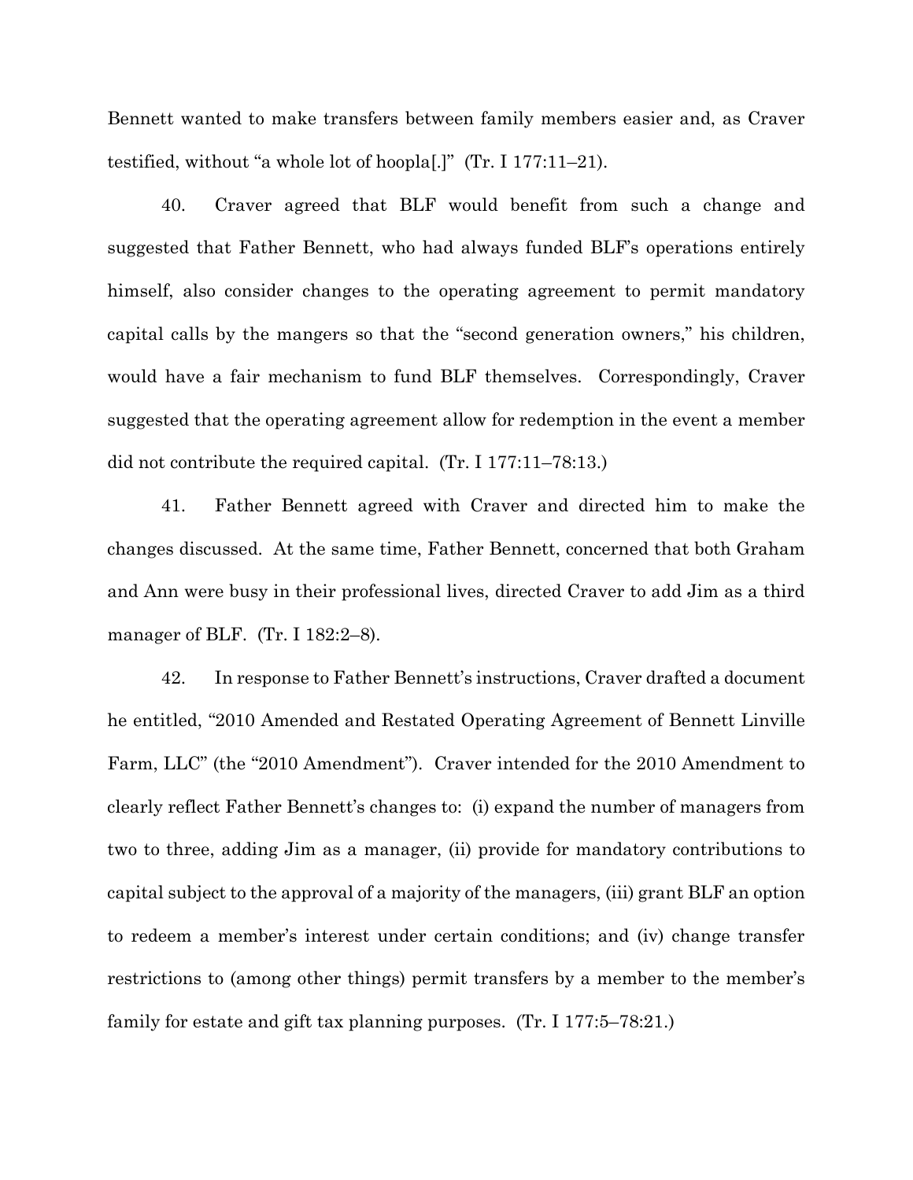Bennett wanted to make transfers between family members easier and, as Craver testified, without "a whole lot of hoopla[.]" (Tr. I 177:11–21).

40. Craver agreed that BLF would benefit from such a change and suggested that Father Bennett, who had always funded BLF's operations entirely himself, also consider changes to the operating agreement to permit mandatory capital calls by the mangers so that the "second generation owners," his children, would have a fair mechanism to fund BLF themselves. Correspondingly, Craver suggested that the operating agreement allow for redemption in the event a member did not contribute the required capital. (Tr. I 177:11–78:13.)

41. Father Bennett agreed with Craver and directed him to make the changes discussed. At the same time, Father Bennett, concerned that both Graham and Ann were busy in their professional lives, directed Craver to add Jim as a third manager of BLF. (Tr. I 182:2–8).

42. In response to Father Bennett's instructions, Craver drafted a document he entitled, "2010 Amended and Restated Operating Agreement of Bennett Linville Farm, LLC" (the "2010 Amendment"). Craver intended for the 2010 Amendment to clearly reflect Father Bennett's changes to: (i) expand the number of managers from two to three, adding Jim as a manager, (ii) provide for mandatory contributions to capital subject to the approval of a majority of the managers, (iii) grant BLF an option to redeem a member's interest under certain conditions; and (iv) change transfer restrictions to (among other things) permit transfers by a member to the member's family for estate and gift tax planning purposes. (Tr. I 177:5–78:21.)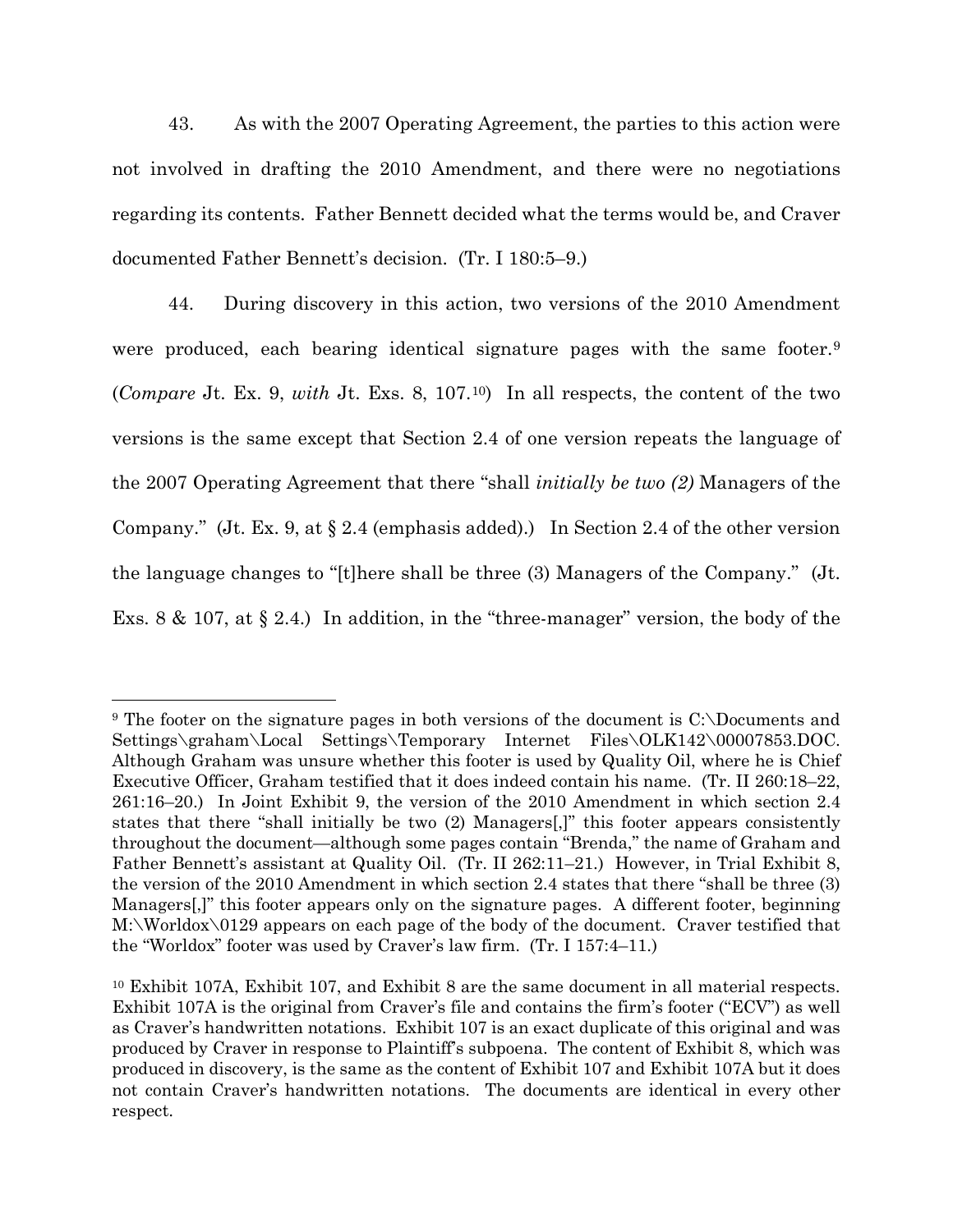43. As with the 2007 Operating Agreement, the parties to this action were not involved in drafting the 2010 Amendment, and there were no negotiations regarding its contents. Father Bennett decided what the terms would be, and Craver documented Father Bennett's decision. (Tr. I 180:5–9.)

44. During discovery in this action, two versions of the 2010 Amendment were produced, each bearing identical signature pages with the same footer.[9] (*Compare* Jt. Ex. 9, *with* Jt. Exs. 8, 107.[10]) In all respects, the content of the two versions is the same except that Section 2.4 of one version repeats the language of the 2007 Operating Agreement that there "shall *initially be two (2)* Managers of the Company." (Jt. Ex. 9, at § 2.4 (emphasis added).) In Section 2.4 of the other version the language changes to "[t]here shall be three (3) Managers of the Company." (Jt. Exs. 8 & 107, at § 2.4.) In addition, in the "three-manager" version, the body of the

---

[9] The footer on the signature pages in both versions of the document is C:\Documents and Settings\graham\Local Settings\Temporary Internet Files\OLK142\00007853.DOC. Although Graham was unsure whether this footer is used by Quality Oil, where he is Chief Executive Officer, Graham testified that it does indeed contain his name. (Tr. II 260:18–22, 261:16–20.) In Joint Exhibit 9, the version of the 2010 Amendment in which section 2.4 states that there "shall initially be two (2) Managers[,]" this footer appears consistently throughout the document—although some pages contain "Brenda," the name of Graham and Father Bennett's assistant at Quality Oil. (Tr. II 262:11–21.) However, in Trial Exhibit 8, the version of the 2010 Amendment in which section 2.4 states that there "shall be three (3) Managers[,]" this footer appears only on the signature pages. A different footer, beginning M:\Worldox\0129 appears on each page of the body of the document. Craver testified that the "Worldox" footer was used by Craver's law firm. (Tr. I 157:4–11.)

[10] Exhibit 107A, Exhibit 107, and Exhibit 8 are the same document in all material respects. Exhibit 107A is the original from Craver's file and contains the firm's footer ("ECV") as well as Craver's handwritten notations. Exhibit 107 is an exact duplicate of this original and was produced by Craver in response to Plaintiff's subpoena. The content of Exhibit 8, which was produced in discovery, is the same as the content of Exhibit 107 and Exhibit 107A but it does not contain Craver's handwritten notations. The documents are identical in every other respect.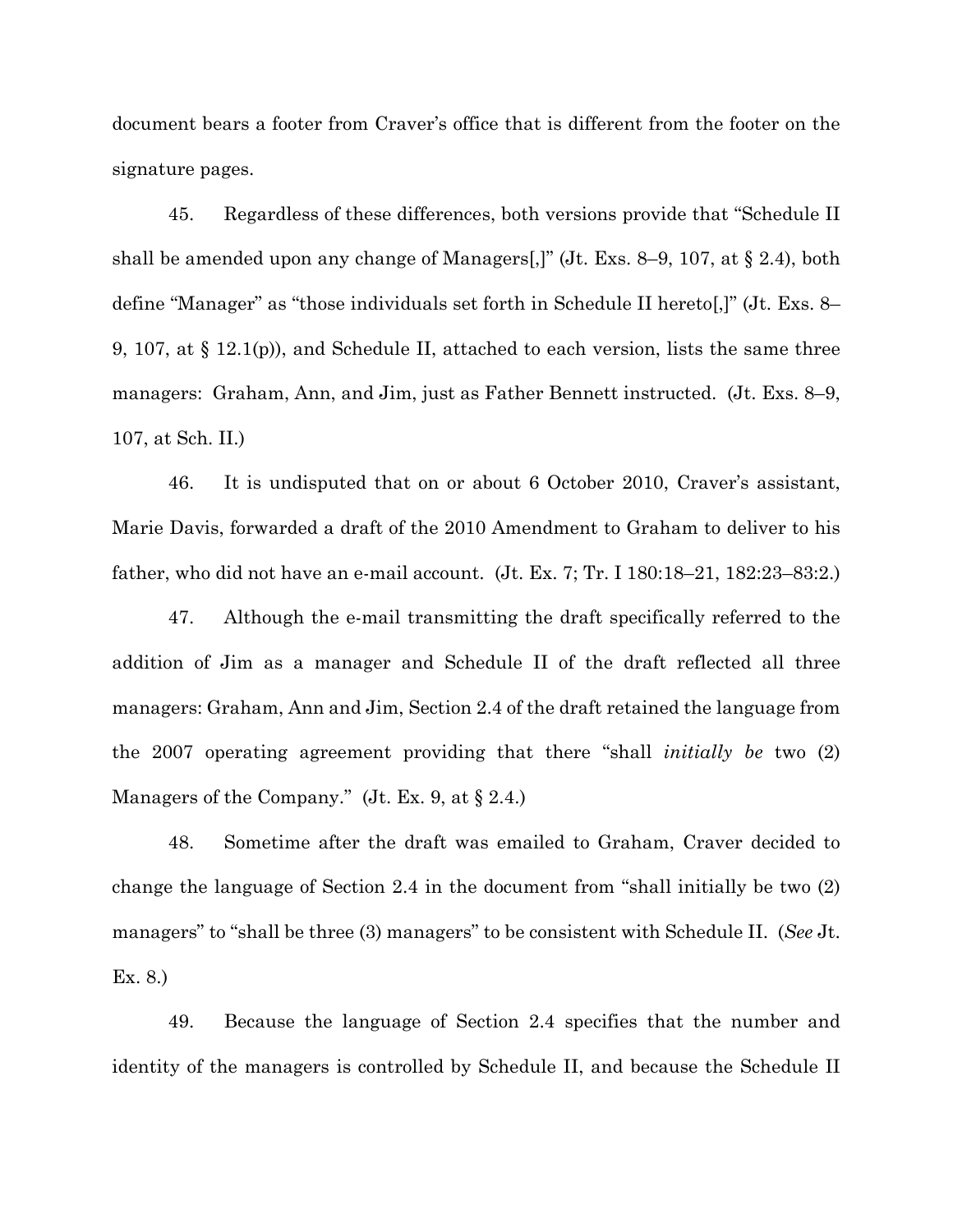document bears a footer from Craver's office that is different from the footer on the signature pages.

45. Regardless of these differences, both versions provide that "Schedule II shall be amended upon any change of Managers[,]" (Jt. Exs. 8–9, 107, at § 2.4), both define "Manager" as "those individuals set forth in Schedule II hereto[,]" (Jt. Exs. 8–9, 107, at § 12.1(p)), and Schedule II, attached to each version, lists the same three managers: Graham, Ann, and Jim, just as Father Bennett instructed. (Jt. Exs. 8–9, 107, at Sch. II.)

46. It is undisputed that on or about 6 October 2010, Craver's assistant, Marie Davis, forwarded a draft of the 2010 Amendment to Graham to deliver to his father, who did not have an e-mail account. (Jt. Ex. 7; Tr. I 180:18–21, 182:23–83:2.)

47. Although the e-mail transmitting the draft specifically referred to the addition of Jim as a manager and Schedule II of the draft reflected all three managers: Graham, Ann and Jim, Section 2.4 of the draft retained the language from the 2007 operating agreement providing that there "shall *initially be* two (2) Managers of the Company." (Jt. Ex. 9, at § 2.4.)

48. Sometime after the draft was emailed to Graham, Craver decided to change the language of Section 2.4 in the document from "shall initially be two (2) managers" to "shall be three (3) managers" to be consistent with Schedule II. (*See* Jt. Ex. 8.)

49. Because the language of Section 2.4 specifies that the number and identity of the managers is controlled by Schedule II, and because the Schedule II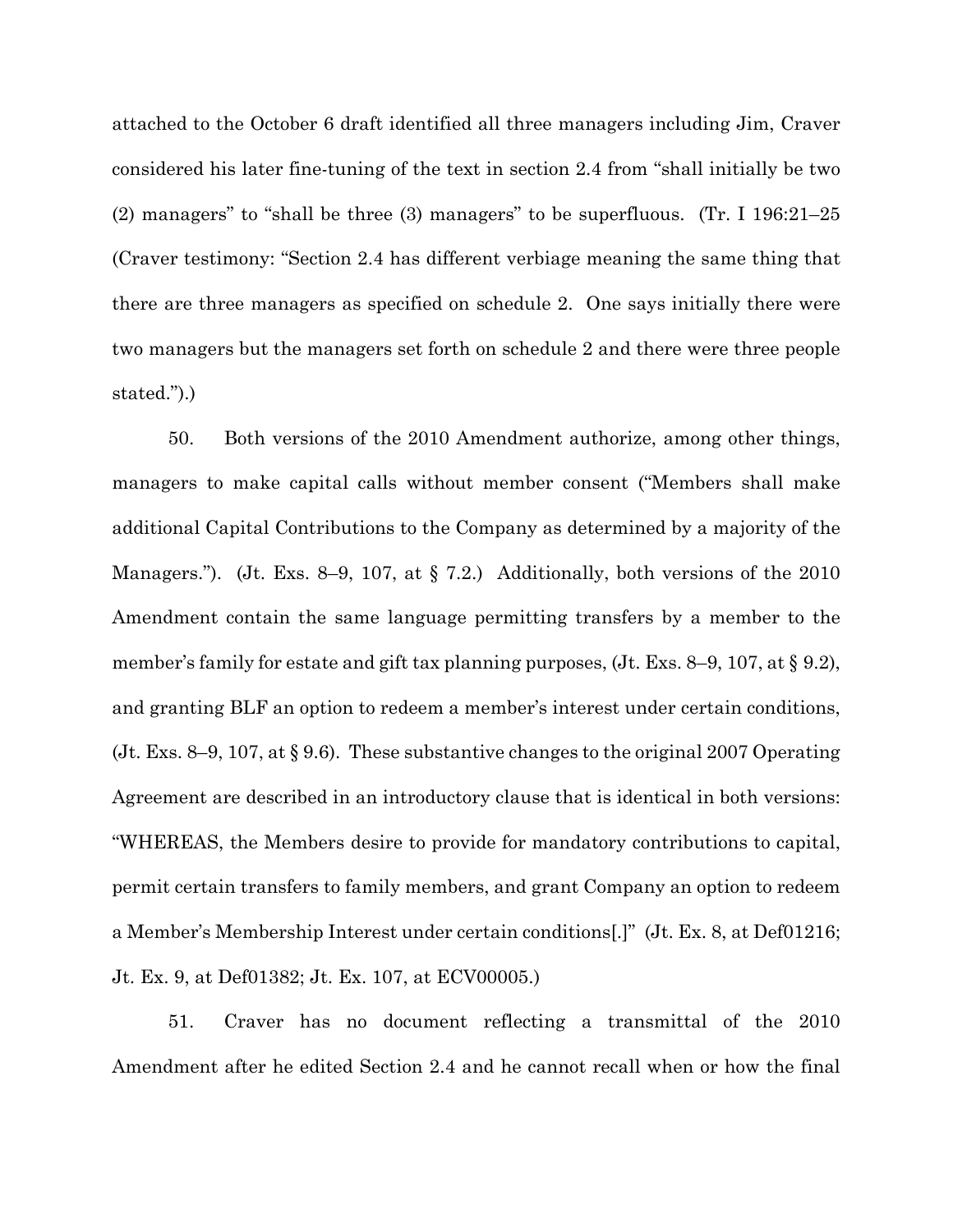attached to the October 6 draft identified all three managers including Jim, Craver considered his later fine-tuning of the text in section 2.4 from "shall initially be two (2) managers" to "shall be three (3) managers" to be superfluous. (Tr. I 196:21–25 (Craver testimony: "Section 2.4 has different verbiage meaning the same thing that there are three managers as specified on schedule 2. One says initially there were two managers but the managers set forth on schedule 2 and there were three people stated.").)

50. Both versions of the 2010 Amendment authorize, among other things, managers to make capital calls without member consent ("Members shall make additional Capital Contributions to the Company as determined by a majority of the Managers."). (Jt. Exs. 8–9, 107, at § 7.2.) Additionally, both versions of the 2010 Amendment contain the same language permitting transfers by a member to the member's family for estate and gift tax planning purposes, (Jt. Exs. 8–9, 107, at § 9.2), and granting BLF an option to redeem a member's interest under certain conditions, (Jt. Exs. 8–9, 107, at § 9.6). These substantive changes to the original 2007 Operating Agreement are described in an introductory clause that is identical in both versions: "WHEREAS, the Members desire to provide for mandatory contributions to capital, permit certain transfers to family members, and grant Company an option to redeem a Member's Membership Interest under certain conditions[.]" (Jt. Ex. 8, at Def01216; Jt. Ex. 9, at Def01382; Jt. Ex. 107, at ECV00005.)

51. Craver has no document reflecting a transmittal of the 2010 Amendment after he edited Section 2.4 and he cannot recall when or how the final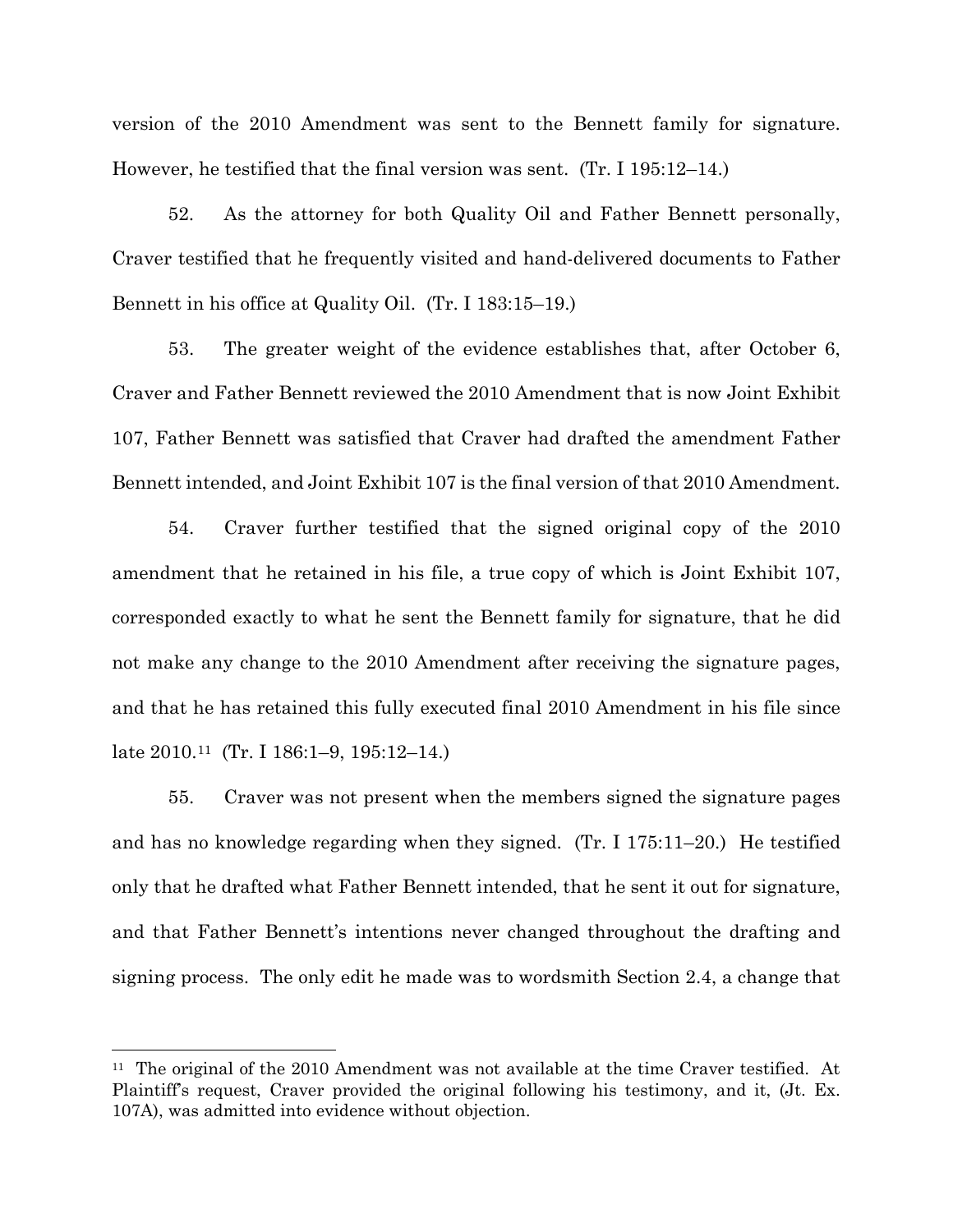version of the 2010 Amendment was sent to the Bennett family for signature. However, he testified that the final version was sent. (Tr. I 195:12–14.)

52. As the attorney for both Quality Oil and Father Bennett personally, Craver testified that he frequently visited and hand-delivered documents to Father Bennett in his office at Quality Oil. (Tr. I 183:15–19.)

53. The greater weight of the evidence establishes that, after October 6, Craver and Father Bennett reviewed the 2010 Amendment that is now Joint Exhibit 107, Father Bennett was satisfied that Craver had drafted the amendment Father Bennett intended, and Joint Exhibit 107 is the final version of that 2010 Amendment.

54. Craver further testified that the signed original copy of the 2010 amendment that he retained in his file, a true copy of which is Joint Exhibit 107, corresponded exactly to what he sent the Bennett family for signature, that he did not make any change to the 2010 Amendment after receiving the signature pages, and that he has retained this fully executed final 2010 Amendment in his file since late 2010.[11] (Tr. I 186:1–9, 195:12–14.)

55. Craver was not present when the members signed the signature pages and has no knowledge regarding when they signed. (Tr. I 175:11–20.) He testified only that he drafted what Father Bennett intended, that he sent it out for signature, and that Father Bennett's intentions never changed throughout the drafting and signing process. The only edit he made was to wordsmith Section 2.4, a change that

[11] The original of the 2010 Amendment was not available at the time Craver testified. At Plaintiff's request, Craver provided the original following his testimony, and it, (Jt. Ex. 107A), was admitted into evidence without objection.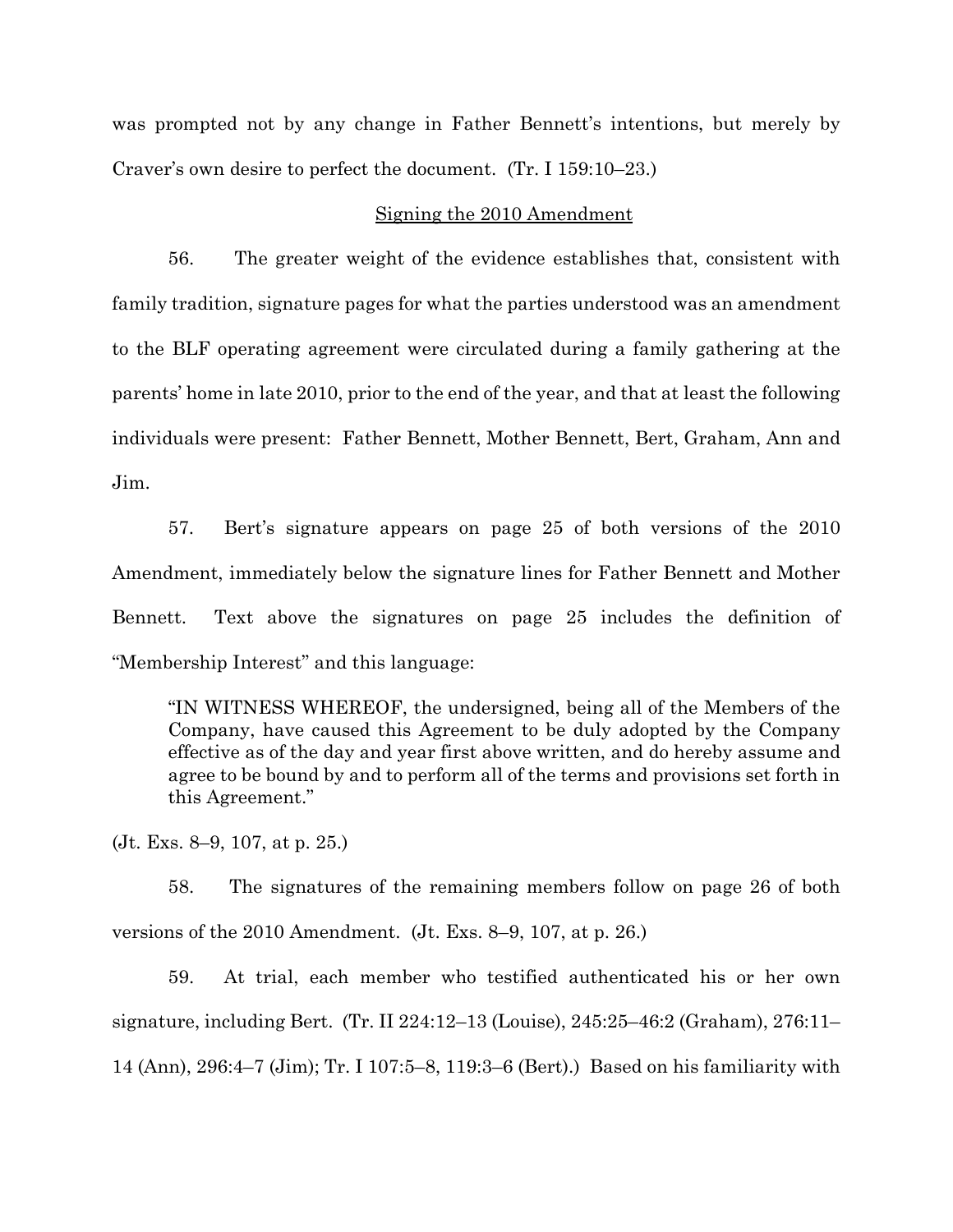was prompted not by any change in Father Bennett's intentions, but merely by Craver's own desire to perfect the document. (Tr. I 159:10–23.)

## Signing the 2010 Amendment

56. The greater weight of the evidence establishes that, consistent with family tradition, signature pages for what the parties understood was an amendment to the BLF operating agreement were circulated during a family gathering at the parents' home in late 2010, prior to the end of the year, and that at least the following individuals were present: Father Bennett, Mother Bennett, Bert, Graham, Ann and Jim.

57. Bert's signature appears on page 25 of both versions of the 2010 Amendment, immediately below the signature lines for Father Bennett and Mother Bennett. Text above the signatures on page 25 includes the definition of "Membership Interest" and this language:

> "IN WITNESS WHEREOF, the undersigned, being all of the Members of the Company, have caused this Agreement to be duly adopted by the Company effective as of the day and year first above written, and do hereby assume and agree to be bound by and to perform all of the terms and provisions set forth in this Agreement."

(Jt. Exs. 8–9, 107, at p. 25.)

58. The signatures of the remaining members follow on page 26 of both versions of the 2010 Amendment. (Jt. Exs. 8–9, 107, at p. 26.)

59. At trial, each member who testified authenticated his or her own signature, including Bert. (Tr. II 224:12–13 (Louise), 245:25–46:2 (Graham), 276:11–14 (Ann), 296:4–7 (Jim); Tr. I 107:5–8, 119:3–6 (Bert).) Based on his familiarity with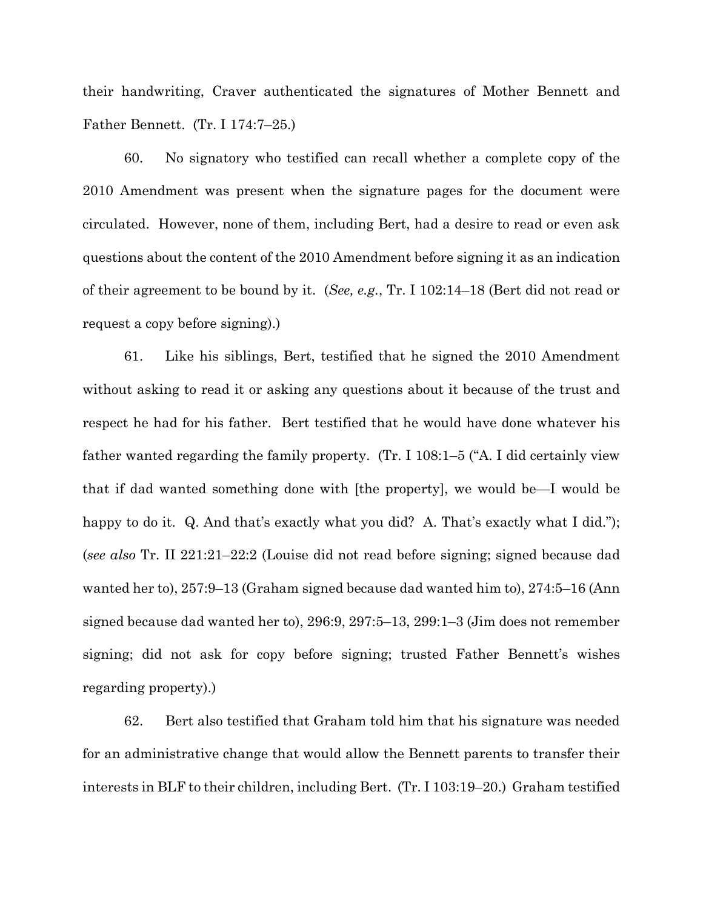their handwriting, Craver authenticated the signatures of Mother Bennett and Father Bennett. (Tr. I 174:7–25.)

60. No signatory who testified can recall whether a complete copy of the 2010 Amendment was present when the signature pages for the document were circulated. However, none of them, including Bert, had a desire to read or even ask questions about the content of the 2010 Amendment before signing it as an indication of their agreement to be bound by it. (*See, e.g.*, Tr. I 102:14–18 (Bert did not read or request a copy before signing).)

61. Like his siblings, Bert, testified that he signed the 2010 Amendment without asking to read it or asking any questions about it because of the trust and respect he had for his father. Bert testified that he would have done whatever his father wanted regarding the family property. (Tr. I 108:1–5 ("A. I did certainly view that if dad wanted something done with [the property], we would be—I would be happy to do it. Q. And that's exactly what you did? A. That's exactly what I did."); (*see also* Tr. II 221:21–22:2 (Louise did not read before signing; signed because dad wanted her to), 257:9–13 (Graham signed because dad wanted him to), 274:5–16 (Ann signed because dad wanted her to), 296:9, 297:5–13, 299:1–3 (Jim does not remember signing; did not ask for copy before signing; trusted Father Bennett's wishes regarding property).)

62. Bert also testified that Graham told him that his signature was needed for an administrative change that would allow the Bennett parents to transfer their interests in BLF to their children, including Bert. (Tr. I 103:19–20.) Graham testified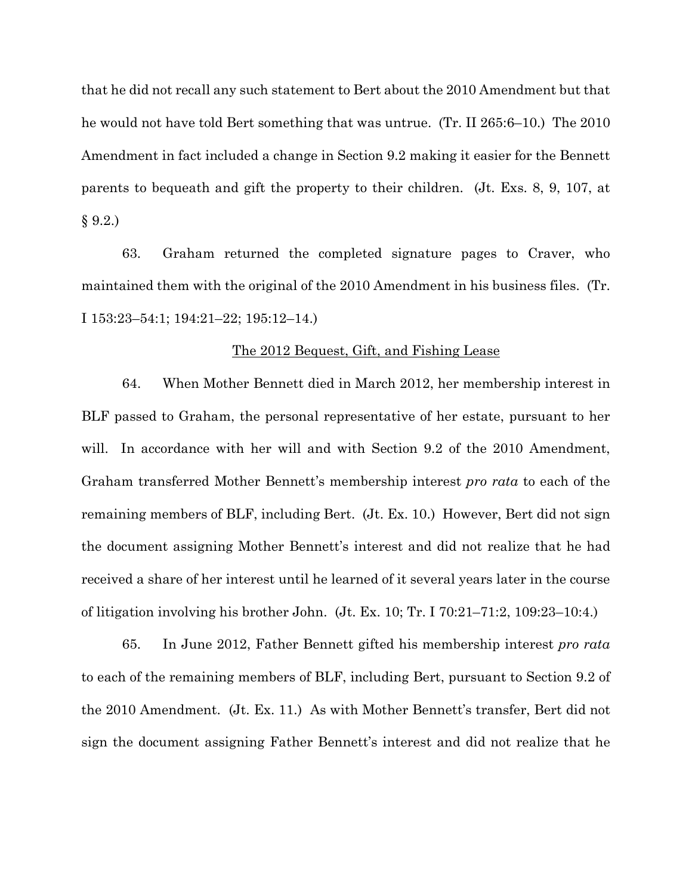that he did not recall any such statement to Bert about the 2010 Amendment but that he would not have told Bert something that was untrue. (Tr. II 265:6–10.) The 2010 Amendment in fact included a change in Section 9.2 making it easier for the Bennett parents to bequeath and gift the property to their children. (Jt. Exs. 8, 9, 107, at § 9.2.)

63. Graham returned the completed signature pages to Craver, who maintained them with the original of the 2010 Amendment in his business files. (Tr. I 153:23–54:1; 194:21–22; 195:12–14.)

<u>The 2012 Bequest, Gift, and Fishing Lease</u>

64. When Mother Bennett died in March 2012, her membership interest in BLF passed to Graham, the personal representative of her estate, pursuant to her will. In accordance with her will and with Section 9.2 of the 2010 Amendment, Graham transferred Mother Bennett's membership interest *pro rata* to each of the remaining members of BLF, including Bert. (Jt. Ex. 10.) However, Bert did not sign the document assigning Mother Bennett's interest and did not realize that he had received a share of her interest until he learned of it several years later in the course of litigation involving his brother John. (Jt. Ex. 10; Tr. I 70:21–71:2, 109:23–10:4.)

65. In June 2012, Father Bennett gifted his membership interest *pro rata* to each of the remaining members of BLF, including Bert, pursuant to Section 9.2 of the 2010 Amendment. (Jt. Ex. 11.) As with Mother Bennett's transfer, Bert did not sign the document assigning Father Bennett's interest and did not realize that he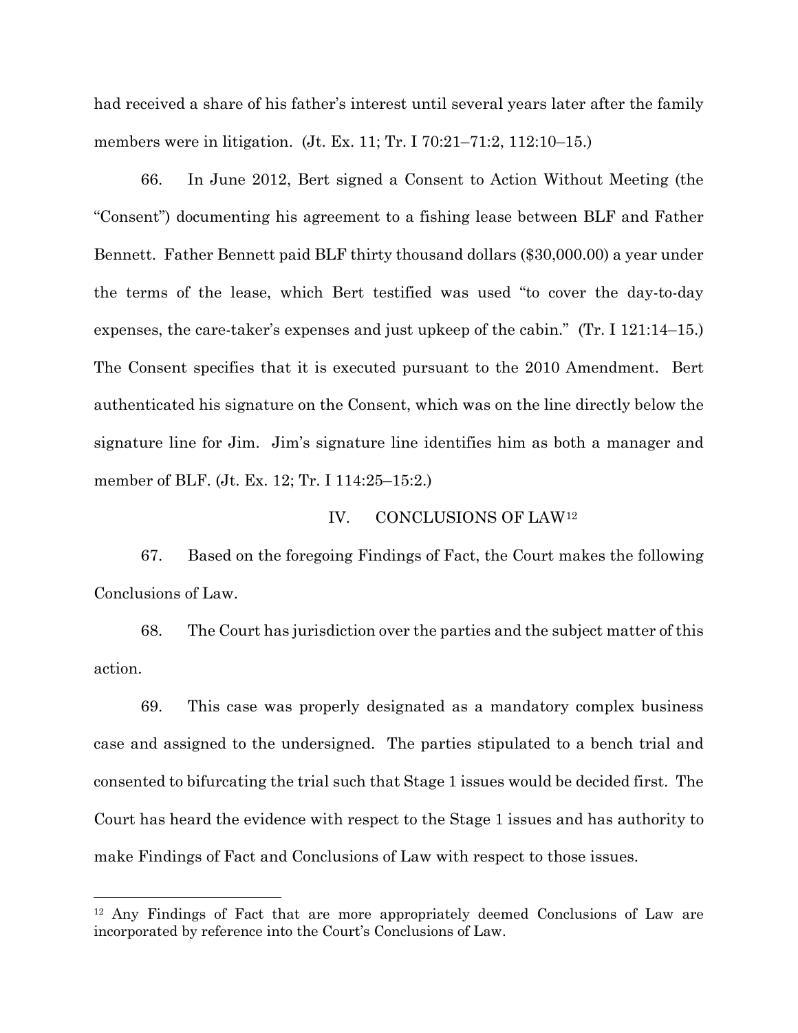had received a share of his father's interest until several years later after the family members were in litigation. (Jt. Ex. 11; Tr. I 70:21–71:2, 112:10–15.)

66. In June 2012, Bert signed a Consent to Action Without Meeting (the "Consent") documenting his agreement to a fishing lease between BLF and Father Bennett. Father Bennett paid BLF thirty thousand dollars ($30,000.00) a year under the terms of the lease, which Bert testified was used "to cover the day-to-day expenses, the care-taker's expenses and just upkeep of the cabin." (Tr. I 121:14–15.) The Consent specifies that it is executed pursuant to the 2010 Amendment. Bert authenticated his signature on the Consent, which was on the line directly below the signature line for Jim. Jim's signature line identifies him as both a manager and member of BLF. (Jt. Ex. 12; Tr. I 114:25–15:2.)

## IV. CONCLUSIONS OF LAW[12]

67. Based on the foregoing Findings of Fact, the Court makes the following Conclusions of Law.

68. The Court has jurisdiction over the parties and the subject matter of this action.

69. This case was properly designated as a mandatory complex business case and assigned to the undersigned. The parties stipulated to a bench trial and consented to bifurcating the trial such that Stage 1 issues would be decided first. The Court has heard the evidence with respect to the Stage 1 issues and has authority to make Findings of Fact and Conclusions of Law with respect to those issues.

---

[12] Any Findings of Fact that are more appropriately deemed Conclusions of Law are incorporated by reference into the Court's Conclusions of Law.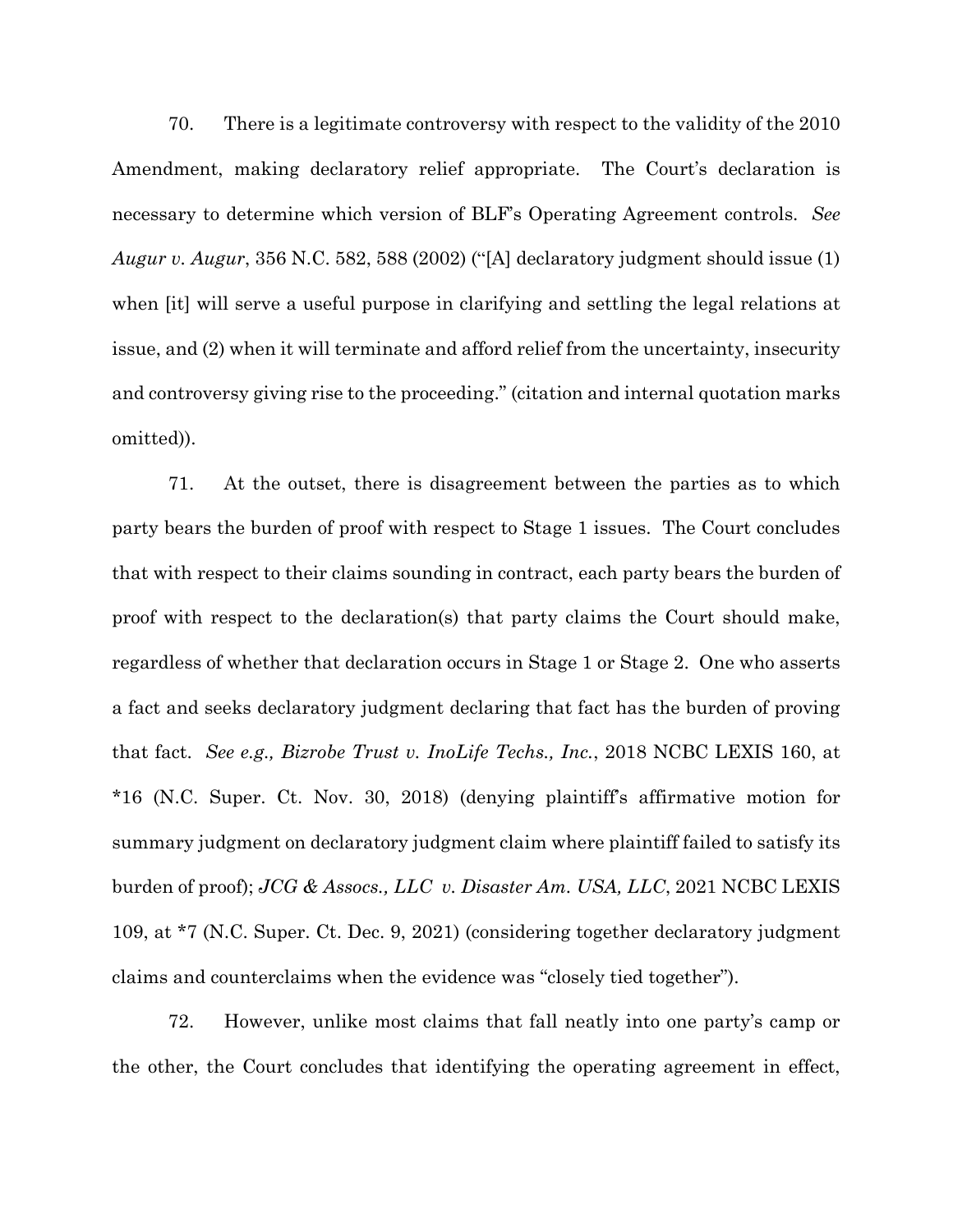70. There is a legitimate controversy with respect to the validity of the 2010 Amendment, making declaratory relief appropriate. The Court's declaration is necessary to determine which version of BLF's Operating Agreement controls. *See Augur v. Augur*, 356 N.C. 582, 588 (2002) ("[A] declaratory judgment should issue (1) when [it] will serve a useful purpose in clarifying and settling the legal relations at issue, and (2) when it will terminate and afford relief from the uncertainty, insecurity and controversy giving rise to the proceeding." (citation and internal quotation marks omitted)).

71. At the outset, there is disagreement between the parties as to which party bears the burden of proof with respect to Stage 1 issues. The Court concludes that with respect to their claims sounding in contract, each party bears the burden of proof with respect to the declaration(s) that party claims the Court should make, regardless of whether that declaration occurs in Stage 1 or Stage 2. One who asserts a fact and seeks declaratory judgment declaring that fact has the burden of proving that fact. *See e.g., Bizrobe Trust v. InoLife Techs., Inc.*, 2018 NCBC LEXIS 160, at *16 (N.C. Super. Ct. Nov. 30, 2018) (denying plaintiff's affirmative motion for summary judgment on declaratory judgment claim where plaintiff failed to satisfy its burden of proof); *JCG & Assocs., LLC v. Disaster Am. USA, LLC*, 2021 NCBC LEXIS 109, at *7 (N.C. Super. Ct. Dec. 9, 2021) (considering together declaratory judgment claims and counterclaims when the evidence was "closely tied together").

72. However, unlike most claims that fall neatly into one party's camp or the other, the Court concludes that identifying the operating agreement in effect,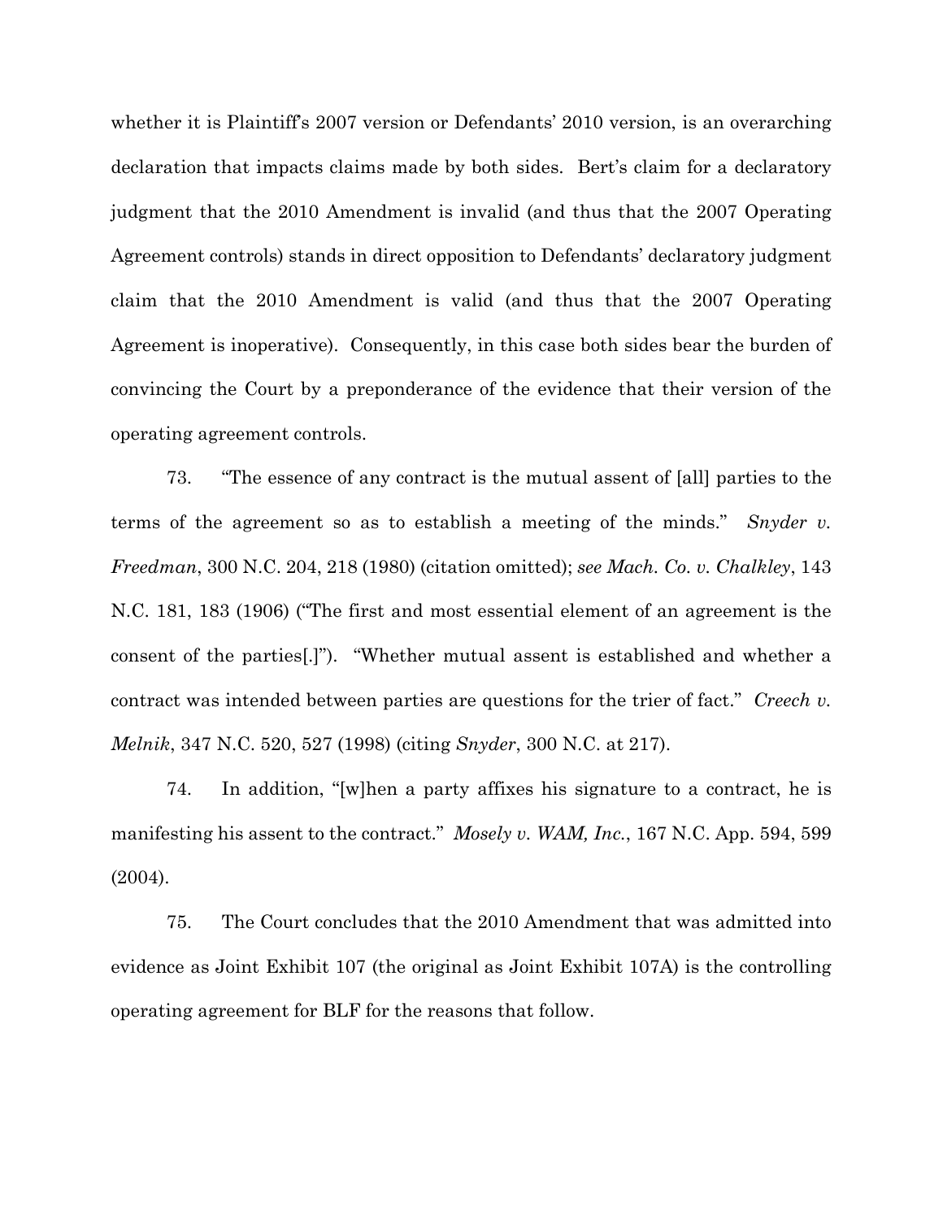whether it is Plaintiff's 2007 version or Defendants' 2010 version, is an overarching declaration that impacts claims made by both sides. Bert's claim for a declaratory judgment that the 2010 Amendment is invalid (and thus that the 2007 Operating Agreement controls) stands in direct opposition to Defendants' declaratory judgment claim that the 2010 Amendment is valid (and thus that the 2007 Operating Agreement is inoperative). Consequently, in this case both sides bear the burden of convincing the Court by a preponderance of the evidence that their version of the operating agreement controls.

73. "The essence of any contract is the mutual assent of [all] parties to the terms of the agreement so as to establish a meeting of the minds." *Snyder v. Freedman*, 300 N.C. 204, 218 (1980) (citation omitted); *see Mach. Co. v. Chalkley*, 143 N.C. 181, 183 (1906) ("The first and most essential element of an agreement is the consent of the parties[.]"). "Whether mutual assent is established and whether a contract was intended between parties are questions for the trier of fact." *Creech v. Melnik*, 347 N.C. 520, 527 (1998) (citing *Snyder*, 300 N.C. at 217).

74. In addition, "[w]hen a party affixes his signature to a contract, he is manifesting his assent to the contract." *Mosely v. WAM, Inc.*, 167 N.C. App. 594, 599 (2004).

75. The Court concludes that the 2010 Amendment that was admitted into evidence as Joint Exhibit 107 (the original as Joint Exhibit 107A) is the controlling operating agreement for BLF for the reasons that follow.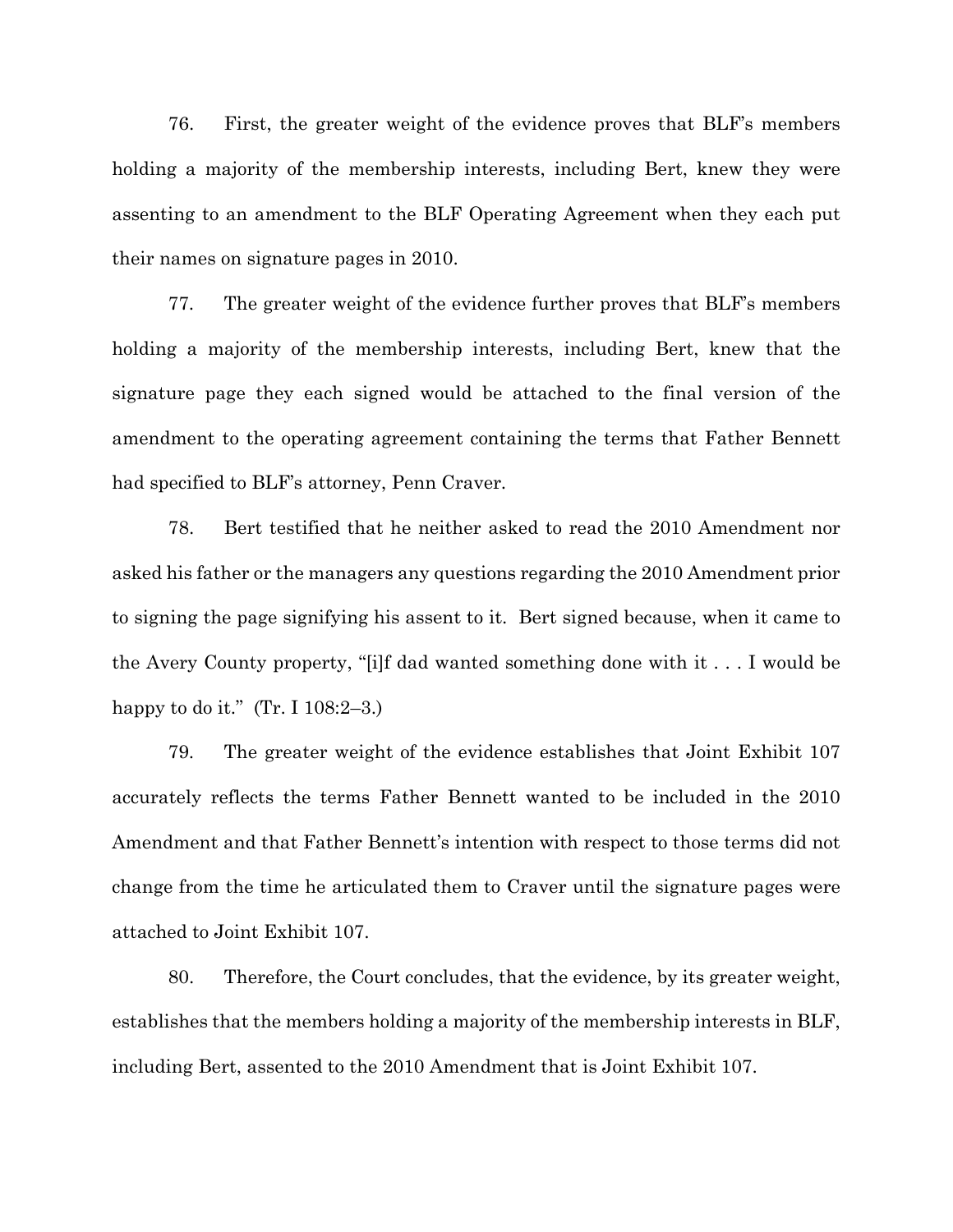76. First, the greater weight of the evidence proves that BLF's members holding a majority of the membership interests, including Bert, knew they were assenting to an amendment to the BLF Operating Agreement when they each put their names on signature pages in 2010.

77. The greater weight of the evidence further proves that BLF's members holding a majority of the membership interests, including Bert, knew that the signature page they each signed would be attached to the final version of the amendment to the operating agreement containing the terms that Father Bennett had specified to BLF's attorney, Penn Craver.

78. Bert testified that he neither asked to read the 2010 Amendment nor asked his father or the managers any questions regarding the 2010 Amendment prior to signing the page signifying his assent to it. Bert signed because, when it came to the Avery County property, "[i]f dad wanted something done with it . . . I would be happy to do it." (Tr. I 108:2–3.)

79. The greater weight of the evidence establishes that Joint Exhibit 107 accurately reflects the terms Father Bennett wanted to be included in the 2010 Amendment and that Father Bennett's intention with respect to those terms did not change from the time he articulated them to Craver until the signature pages were attached to Joint Exhibit 107.

80. Therefore, the Court concludes, that the evidence, by its greater weight, establishes that the members holding a majority of the membership interests in BLF, including Bert, assented to the 2010 Amendment that is Joint Exhibit 107.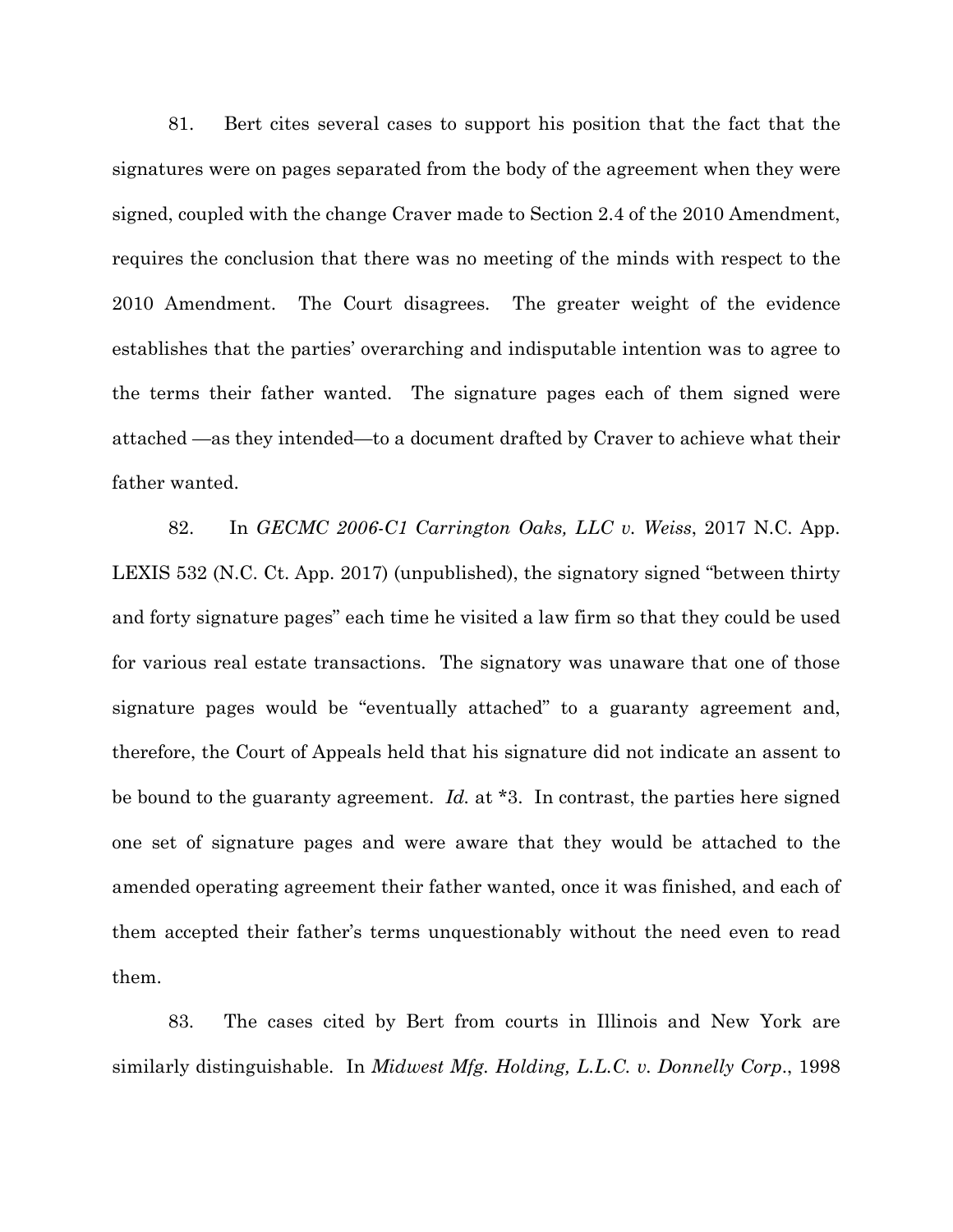81. Bert cites several cases to support his position that the fact that the signatures were on pages separated from the body of the agreement when they were signed, coupled with the change Craver made to Section 2.4 of the 2010 Amendment, requires the conclusion that there was no meeting of the minds with respect to the 2010 Amendment. The Court disagrees. The greater weight of the evidence establishes that the parties' overarching and indisputable intention was to agree to the terms their father wanted. The signature pages each of them signed were attached —as they intended—to a document drafted by Craver to achieve what their father wanted.

82. In *GECMC 2006-C1 Carrington Oaks, LLC v. Weiss*, 2017 N.C. App. LEXIS 532 (N.C. Ct. App. 2017) (unpublished), the signatory signed "between thirty and forty signature pages" each time he visited a law firm so that they could be used for various real estate transactions. The signatory was unaware that one of those signature pages would be "eventually attached" to a guaranty agreement and, therefore, the Court of Appeals held that his signature did not indicate an assent to be bound to the guaranty agreement. *Id.* at *3. In contrast, the parties here signed one set of signature pages and were aware that they would be attached to the amended operating agreement their father wanted, once it was finished, and each of them accepted their father's terms unquestionably without the need even to read them.

83. The cases cited by Bert from courts in Illinois and New York are similarly distinguishable. In *Midwest Mfg. Holding, L.L.C. v. Donnelly Corp.*, 1998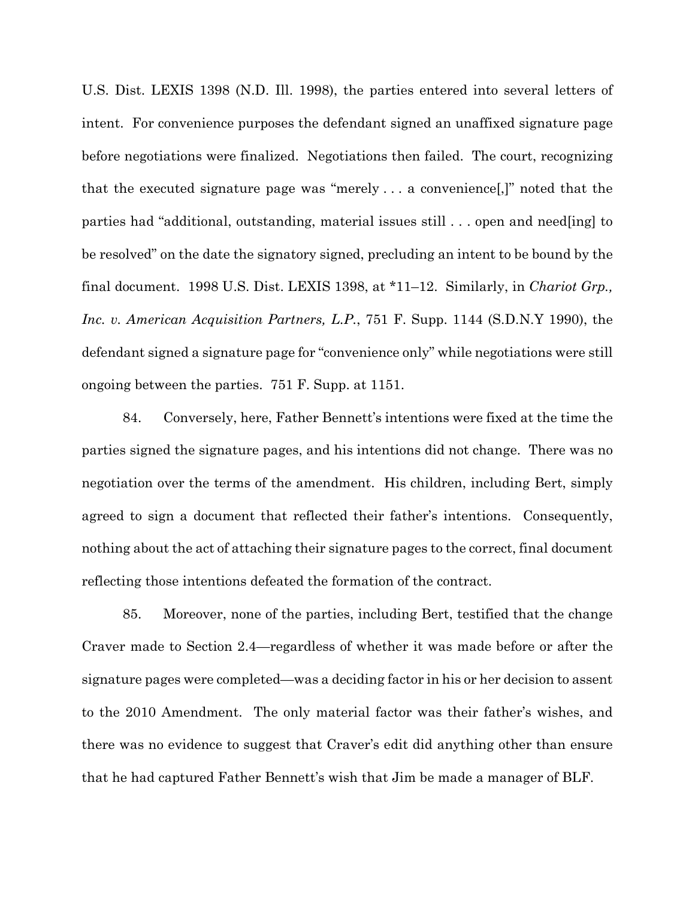U.S. Dist. LEXIS 1398 (N.D. Ill. 1998), the parties entered into several letters of intent. For convenience purposes the defendant signed an unaffixed signature page before negotiations were finalized. Negotiations then failed. The court, recognizing that the executed signature page was "merely . . . a convenience[,]" noted that the parties had "additional, outstanding, material issues still . . . open and need[ing] to be resolved" on the date the signatory signed, precluding an intent to be bound by the final document. 1998 U.S. Dist. LEXIS 1398, at *11–12. Similarly, in *Chariot Grp., Inc. v. American Acquisition Partners, L.P.*, 751 F. Supp. 1144 (S.D.N.Y 1990), the defendant signed a signature page for "convenience only" while negotiations were still ongoing between the parties. 751 F. Supp. at 1151.

84. Conversely, here, Father Bennett's intentions were fixed at the time the parties signed the signature pages, and his intentions did not change. There was no negotiation over the terms of the amendment. His children, including Bert, simply agreed to sign a document that reflected their father's intentions. Consequently, nothing about the act of attaching their signature pages to the correct, final document reflecting those intentions defeated the formation of the contract.

85. Moreover, none of the parties, including Bert, testified that the change Craver made to Section 2.4—regardless of whether it was made before or after the signature pages were completed—was a deciding factor in his or her decision to assent to the 2010 Amendment. The only material factor was their father's wishes, and there was no evidence to suggest that Craver's edit did anything other than ensure that he had captured Father Bennett's wish that Jim be made a manager of BLF.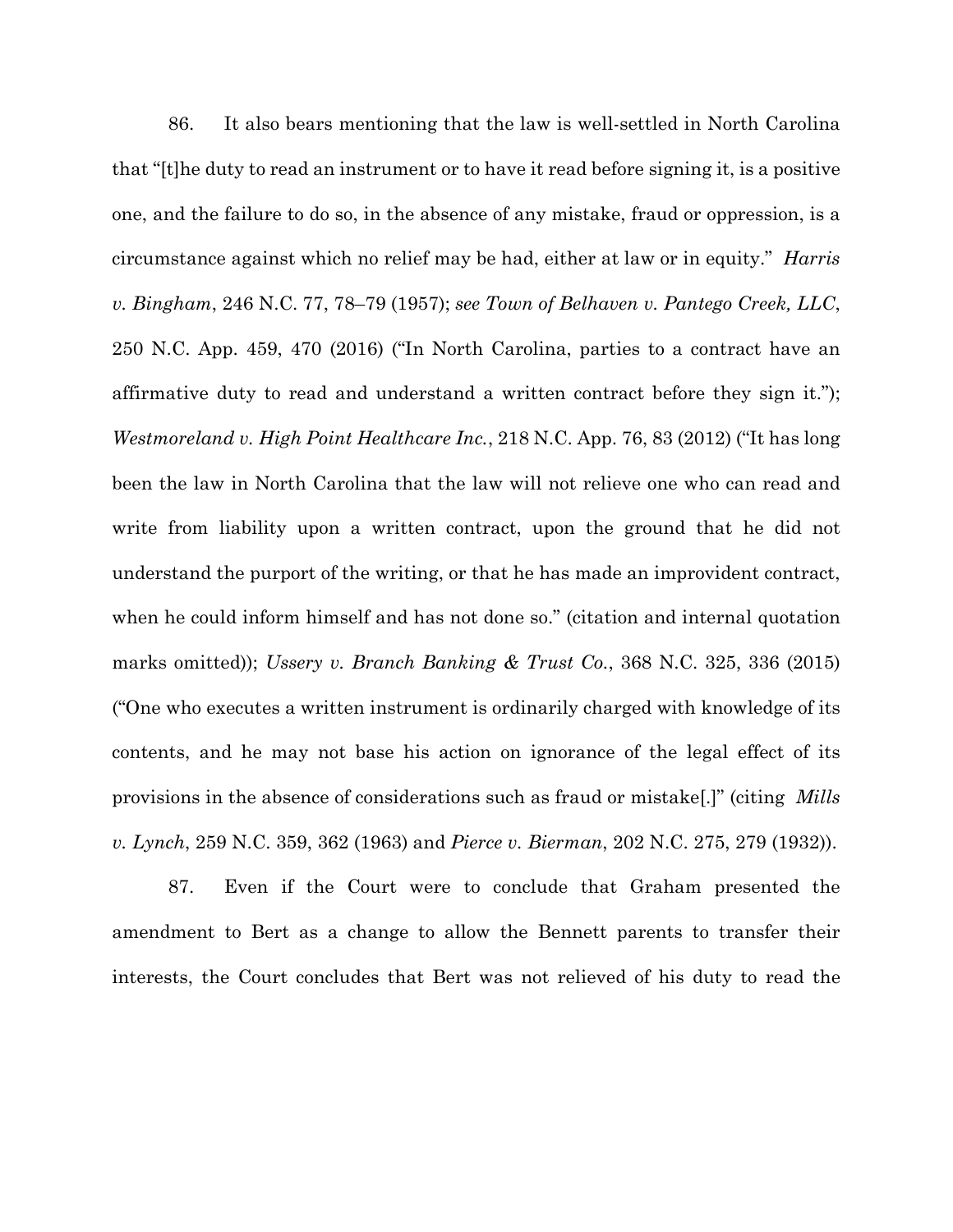86. It also bears mentioning that the law is well-settled in North Carolina that "[t]he duty to read an instrument or to have it read before signing it, is a positive one, and the failure to do so, in the absence of any mistake, fraud or oppression, is a circumstance against which no relief may be had, either at law or in equity." *Harris v. Bingham*, 246 N.C. 77, 78–79 (1957); *see Town of Belhaven v. Pantego Creek, LLC*, 250 N.C. App. 459, 470 (2016) ("In North Carolina, parties to a contract have an affirmative duty to read and understand a written contract before they sign it."); *Westmoreland v. High Point Healthcare Inc.*, 218 N.C. App. 76, 83 (2012) ("It has long been the law in North Carolina that the law will not relieve one who can read and write from liability upon a written contract, upon the ground that he did not understand the purport of the writing, or that he has made an improvident contract, when he could inform himself and has not done so." (citation and internal quotation marks omitted)); *Ussery v. Branch Banking & Trust Co.*, 368 N.C. 325, 336 (2015) ("One who executes a written instrument is ordinarily charged with knowledge of its contents, and he may not base his action on ignorance of the legal effect of its provisions in the absence of considerations such as fraud or mistake[.]" (citing *Mills v. Lynch*, 259 N.C. 359, 362 (1963) and *Pierce v. Bierman*, 202 N.C. 275, 279 (1932)).

87. Even if the Court were to conclude that Graham presented the amendment to Bert as a change to allow the Bennett parents to transfer their interests, the Court concludes that Bert was not relieved of his duty to read the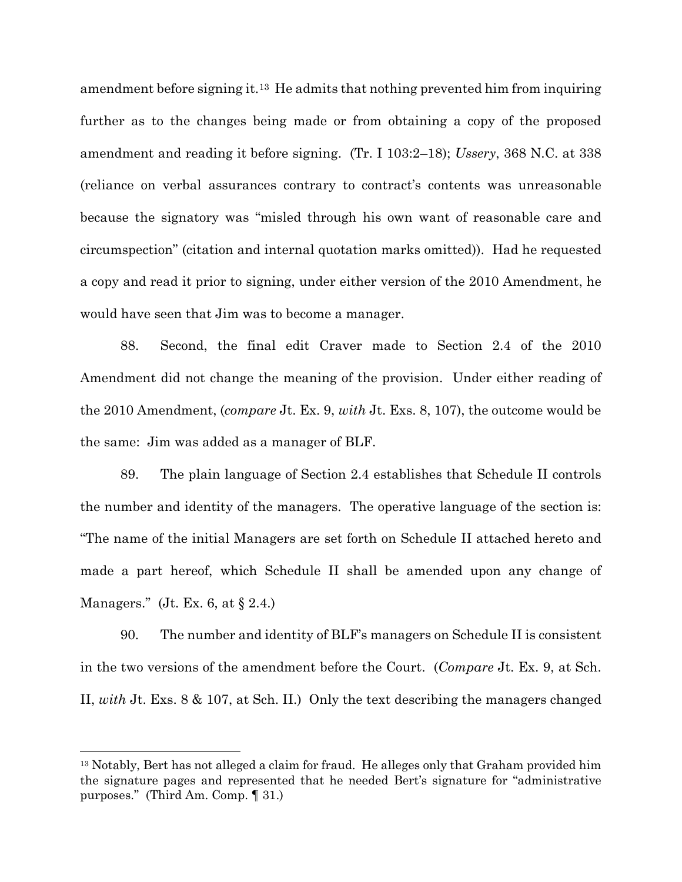amendment before signing it.[13] He admits that nothing prevented him from inquiring further as to the changes being made or from obtaining a copy of the proposed amendment and reading it before signing. (Tr. I 103:2–18); *Ussery*, 368 N.C. at 338 (reliance on verbal assurances contrary to contract's contents was unreasonable because the signatory was "misled through his own want of reasonable care and circumspection" (citation and internal quotation marks omitted)). Had he requested a copy and read it prior to signing, under either version of the 2010 Amendment, he would have seen that Jim was to become a manager.

88. Second, the final edit Craver made to Section 2.4 of the 2010 Amendment did not change the meaning of the provision. Under either reading of the 2010 Amendment, (*compare* Jt. Ex. 9, *with* Jt. Exs. 8, 107), the outcome would be the same: Jim was added as a manager of BLF.

89. The plain language of Section 2.4 establishes that Schedule II controls the number and identity of the managers. The operative language of the section is: "The name of the initial Managers are set forth on Schedule II attached hereto and made a part hereof, which Schedule II shall be amended upon any change of Managers." (Jt. Ex. 6, at § 2.4.)

90. The number and identity of BLF's managers on Schedule II is consistent in the two versions of the amendment before the Court. (*Compare* Jt. Ex. 9, at Sch. II, *with* Jt. Exs. 8 & 107, at Sch. II.) Only the text describing the managers changed

---

[13] Notably, Bert has not alleged a claim for fraud. He alleges only that Graham provided him the signature pages and represented that he needed Bert's signature for "administrative purposes." (Third Am. Comp. ¶ 31.)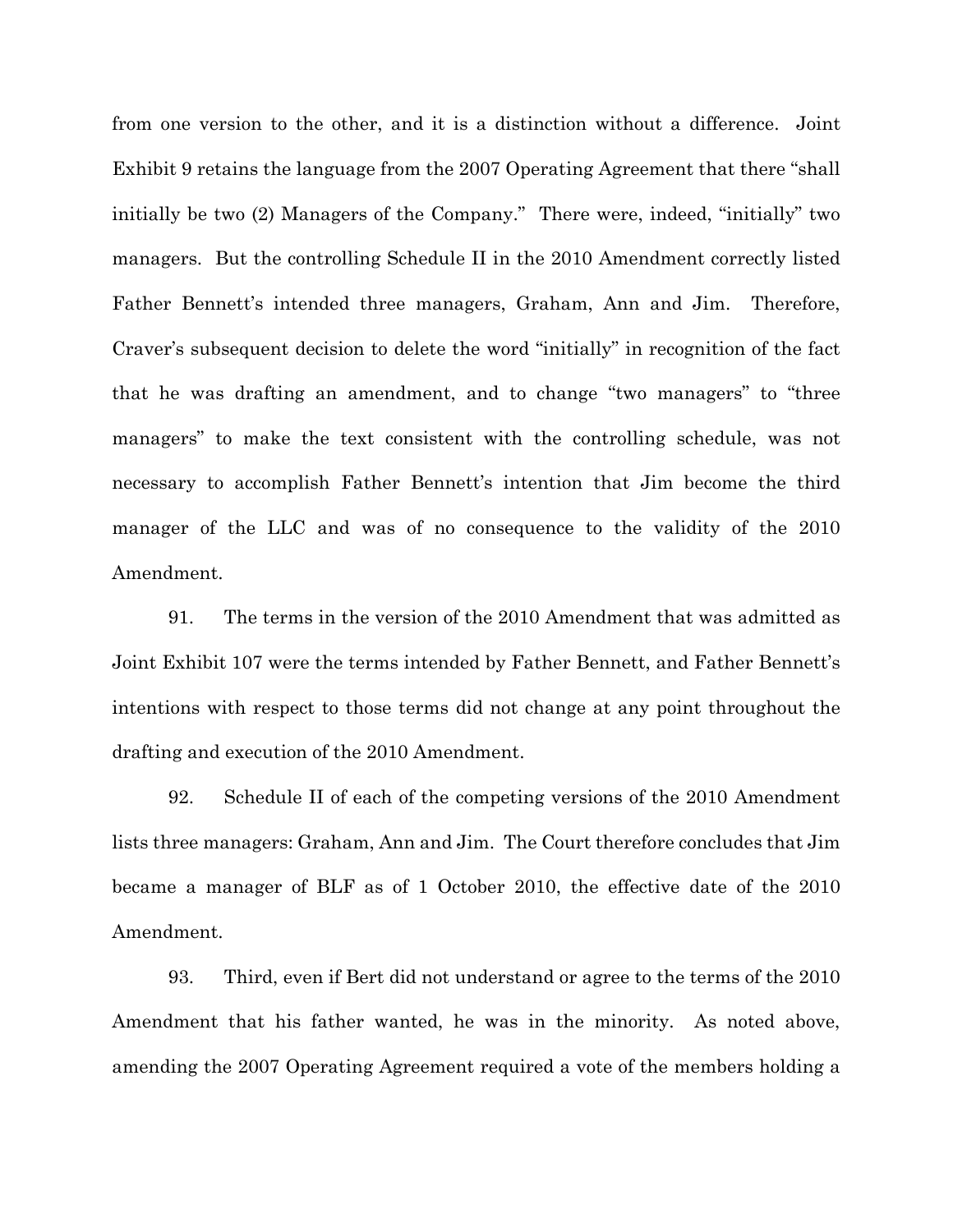from one version to the other, and it is a distinction without a difference. Joint Exhibit 9 retains the language from the 2007 Operating Agreement that there "shall initially be two (2) Managers of the Company." There were, indeed, "initially" two managers. But the controlling Schedule II in the 2010 Amendment correctly listed Father Bennett's intended three managers, Graham, Ann and Jim. Therefore, Craver's subsequent decision to delete the word "initially" in recognition of the fact that he was drafting an amendment, and to change "two managers" to "three managers" to make the text consistent with the controlling schedule, was not necessary to accomplish Father Bennett's intention that Jim become the third manager of the LLC and was of no consequence to the validity of the 2010 Amendment.

91. The terms in the version of the 2010 Amendment that was admitted as Joint Exhibit 107 were the terms intended by Father Bennett, and Father Bennett's intentions with respect to those terms did not change at any point throughout the drafting and execution of the 2010 Amendment.

92. Schedule II of each of the competing versions of the 2010 Amendment lists three managers: Graham, Ann and Jim. The Court therefore concludes that Jim became a manager of BLF as of 1 October 2010, the effective date of the 2010 Amendment.

93. Third, even if Bert did not understand or agree to the terms of the 2010 Amendment that his father wanted, he was in the minority. As noted above, amending the 2007 Operating Agreement required a vote of the members holding a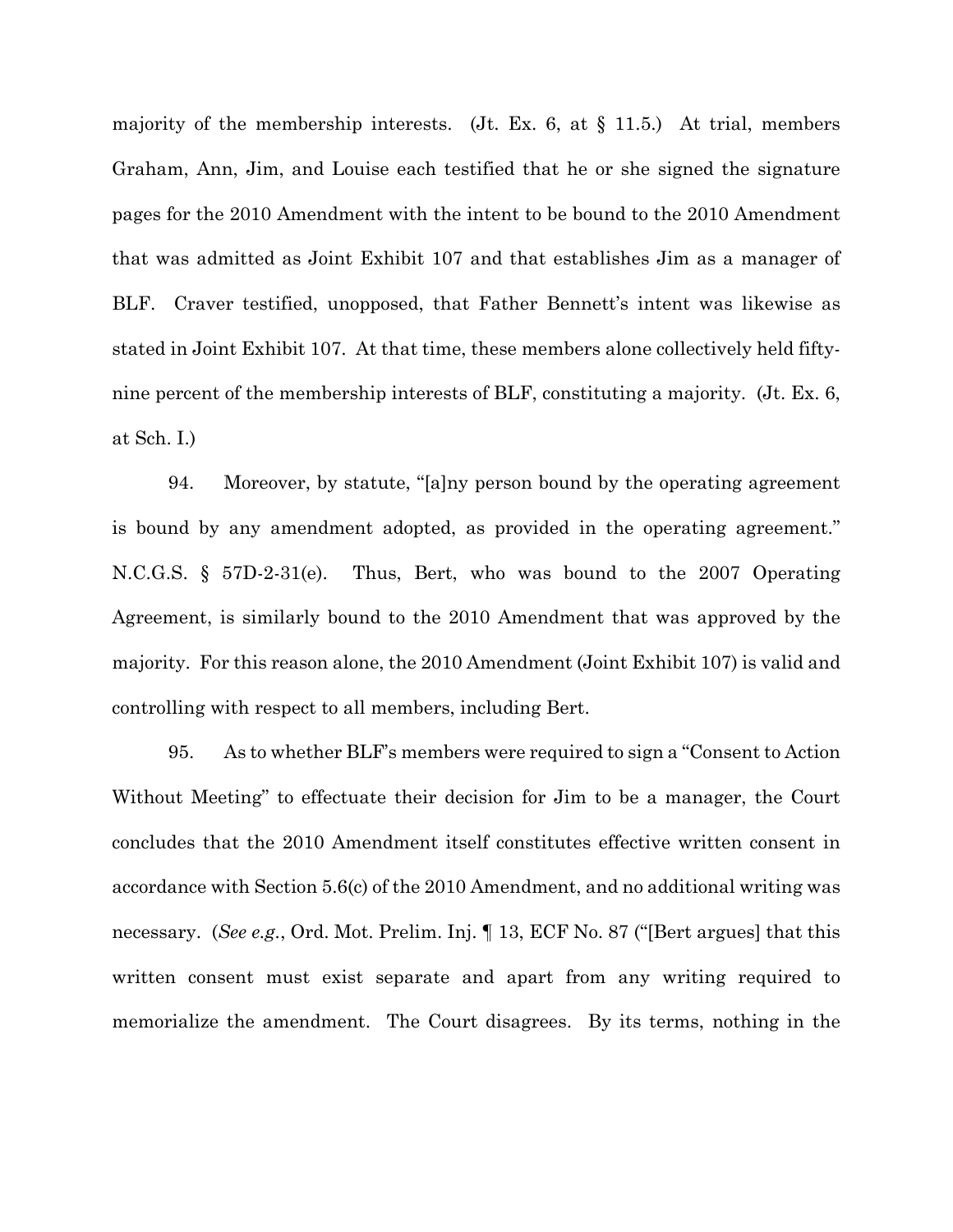majority of the membership interests. (Jt. Ex. 6, at § 11.5.) At trial, members Graham, Ann, Jim, and Louise each testified that he or she signed the signature pages for the 2010 Amendment with the intent to be bound to the 2010 Amendment that was admitted as Joint Exhibit 107 and that establishes Jim as a manager of BLF. Craver testified, unopposed, that Father Bennett's intent was likewise as stated in Joint Exhibit 107. At that time, these members alone collectively held fifty-nine percent of the membership interests of BLF, constituting a majority. (Jt. Ex. 6, at Sch. I.)

94. Moreover, by statute, "[a]ny person bound by the operating agreement is bound by any amendment adopted, as provided in the operating agreement." N.C.G.S. § 57D-2-31(e). Thus, Bert, who was bound to the 2007 Operating Agreement, is similarly bound to the 2010 Amendment that was approved by the majority. For this reason alone, the 2010 Amendment (Joint Exhibit 107) is valid and controlling with respect to all members, including Bert.

95. As to whether BLF's members were required to sign a "Consent to Action Without Meeting" to effectuate their decision for Jim to be a manager, the Court concludes that the 2010 Amendment itself constitutes effective written consent in accordance with Section 5.6(c) of the 2010 Amendment, and no additional writing was necessary. (*See e.g.*, Ord. Mot. Prelim. Inj. ¶ 13, ECF No. 87 ("[Bert argues] that this written consent must exist separate and apart from any writing required to memorialize the amendment. The Court disagrees. By its terms, nothing in the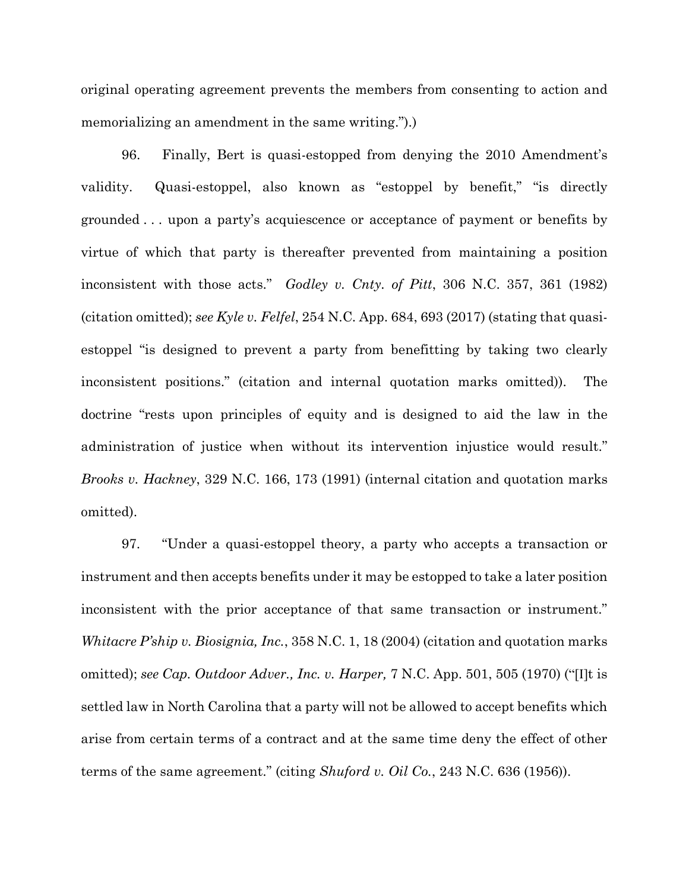original operating agreement prevents the members from consenting to action and memorializing an amendment in the same writing.").)

96. Finally, Bert is quasi-estopped from denying the 2010 Amendment's validity. Quasi-estoppel, also known as "estoppel by benefit," "is directly grounded . . . upon a party's acquiescence or acceptance of payment or benefits by virtue of which that party is thereafter prevented from maintaining a position inconsistent with those acts." *Godley v. Cnty. of Pitt*, 306 N.C. 357, 361 (1982) (citation omitted); *see Kyle v. Felfel*, 254 N.C. App. 684, 693 (2017) (stating that quasi-estoppel "is designed to prevent a party from benefitting by taking two clearly inconsistent positions." (citation and internal quotation marks omitted)). The doctrine "rests upon principles of equity and is designed to aid the law in the administration of justice when without its intervention injustice would result." *Brooks v. Hackney*, 329 N.C. 166, 173 (1991) (internal citation and quotation marks omitted).

97. "Under a quasi-estoppel theory, a party who accepts a transaction or instrument and then accepts benefits under it may be estopped to take a later position inconsistent with the prior acceptance of that same transaction or instrument." *Whitacre P'ship v. Biosignia, Inc.*, 358 N.C. 1, 18 (2004) (citation and quotation marks omitted); *see Cap. Outdoor Adver., Inc. v. Harper,* 7 N.C. App. 501, 505 (1970) ("[I]t is settled law in North Carolina that a party will not be allowed to accept benefits which arise from certain terms of a contract and at the same time deny the effect of other terms of the same agreement." (citing *Shuford v. Oil Co.*, 243 N.C. 636 (1956)).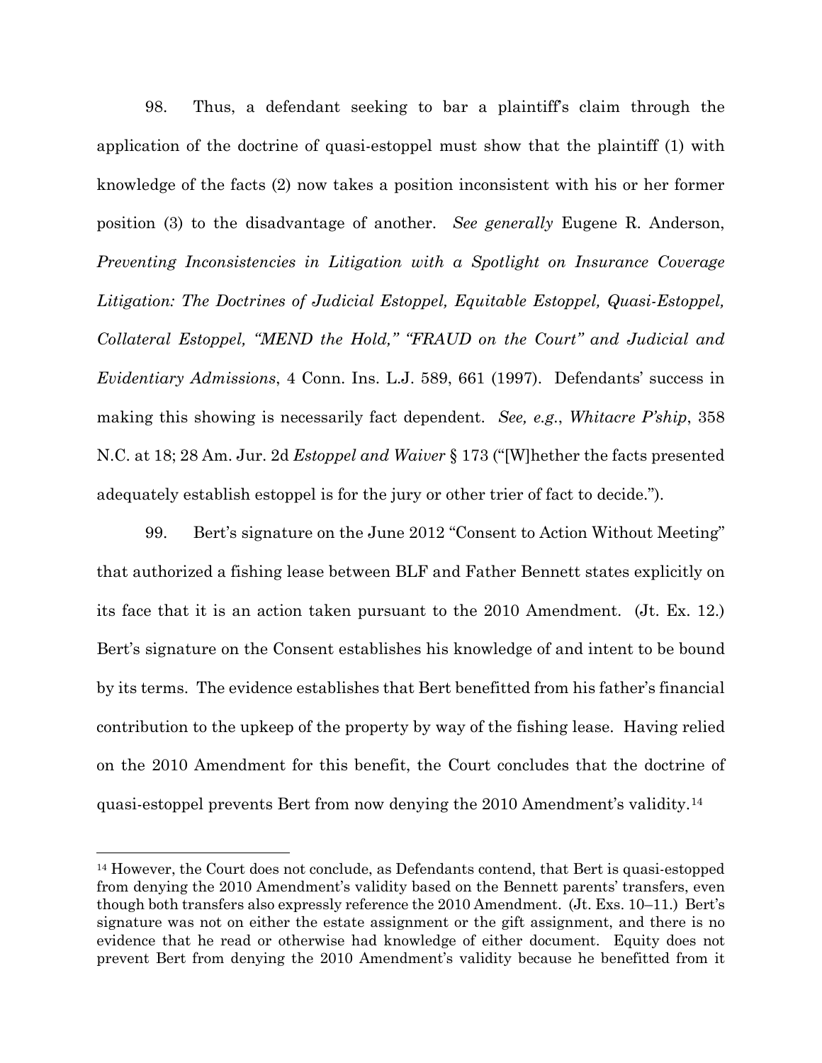98. Thus, a defendant seeking to bar a plaintiff's claim through the application of the doctrine of quasi-estoppel must show that the plaintiff (1) with knowledge of the facts (2) now takes a position inconsistent with his or her former position (3) to the disadvantage of another. *See generally* Eugene R. Anderson, *Preventing Inconsistencies in Litigation with a Spotlight on Insurance Coverage Litigation: The Doctrines of Judicial Estoppel, Equitable Estoppel, Quasi-Estoppel, Collateral Estoppel, "MEND the Hold," "FRAUD on the Court" and Judicial and Evidentiary Admissions*, 4 Conn. Ins. L.J. 589, 661 (1997). Defendants' success in making this showing is necessarily fact dependent. *See, e.g.*, *Whitacre P'ship*, 358 N.C. at 18; 28 Am. Jur. 2d *Estoppel and Waiver* § 173 ("[W]hether the facts presented adequately establish estoppel is for the jury or other trier of fact to decide.").

99. Bert's signature on the June 2012 "Consent to Action Without Meeting" that authorized a fishing lease between BLF and Father Bennett states explicitly on its face that it is an action taken pursuant to the 2010 Amendment. (Jt. Ex. 12.) Bert's signature on the Consent establishes his knowledge of and intent to be bound by its terms. The evidence establishes that Bert benefitted from his father's financial contribution to the upkeep of the property by way of the fishing lease. Having relied on the 2010 Amendment for this benefit, the Court concludes that the doctrine of quasi-estoppel prevents Bert from now denying the 2010 Amendment's validity.[14]

[14] However, the Court does not conclude, as Defendants contend, that Bert is quasi-estopped from denying the 2010 Amendment's validity based on the Bennett parents' transfers, even though both transfers also expressly reference the 2010 Amendment. (Jt. Exs. 10–11.) Bert's signature was not on either the estate assignment or the gift assignment, and there is no evidence that he read or otherwise had knowledge of either document. Equity does not prevent Bert from denying the 2010 Amendment's validity because he benefitted from it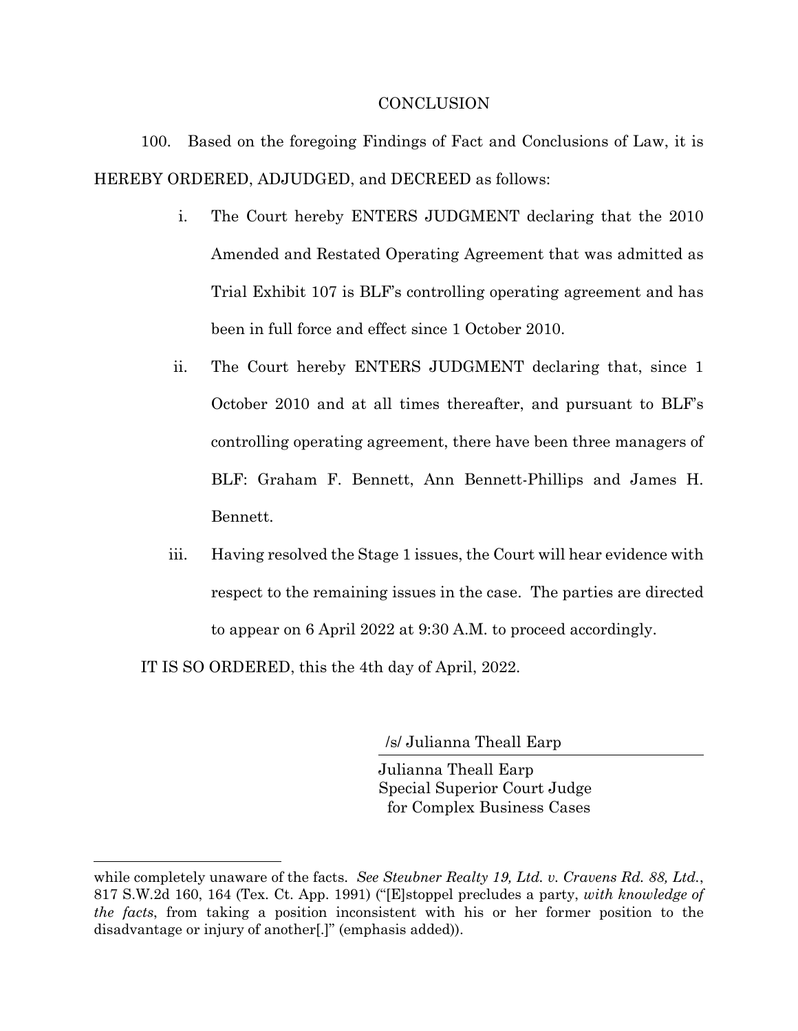## CONCLUSION

100. Based on the foregoing Findings of Fact and Conclusions of Law, it is HEREBY ORDERED, ADJUDGED, and DECREED as follows:

i. The Court hereby ENTERS JUDGMENT declaring that the 2010 Amended and Restated Operating Agreement that was admitted as Trial Exhibit 107 is BLF's controlling operating agreement and has been in full force and effect since 1 October 2010.

ii. The Court hereby ENTERS JUDGMENT declaring that, since 1 October 2010 and at all times thereafter, and pursuant to BLF's controlling operating agreement, there have been three managers of BLF: Graham F. Bennett, Ann Bennett-Phillips and James H. Bennett.

iii. Having resolved the Stage 1 issues, the Court will hear evidence with respect to the remaining issues in the case. The parties are directed to appear on 6 April 2022 at 9:30 A.M. to proceed accordingly.

IT IS SO ORDERED, this the 4th day of April, 2022.

/s/ Julianna Theall Earp

Julianna Theall Earp
Special Superior Court Judge
for Complex Business Cases

---

while completely unaware of the facts. *See Steubner Realty 19, Ltd. v. Cravens Rd. 88, Ltd.*, 817 S.W.2d 160, 164 (Tex. Ct. App. 1991) ("[E]stoppel precludes a party, *with knowledge of the facts*, from taking a position inconsistent with his or her former position to the disadvantage or injury of another[.]" (emphasis added)).